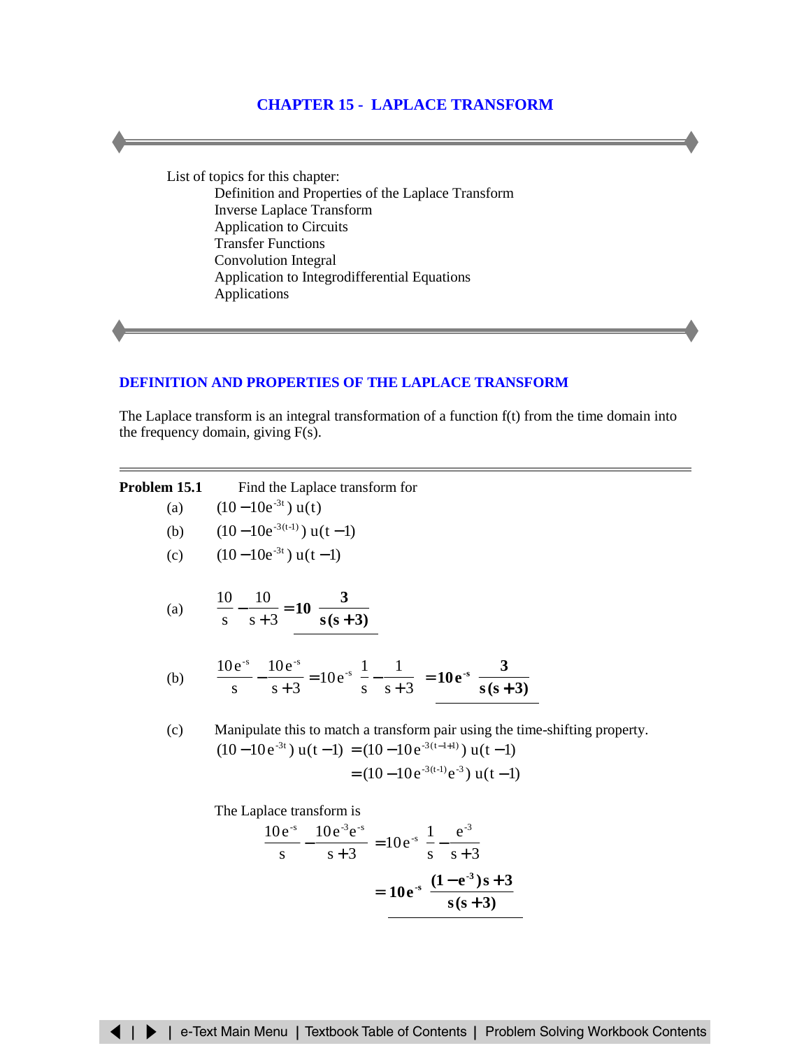# CHAPTER 15 - LAPLACE TRANSFORM

List of topics for this chapter:

- Definition and Properties of the Laplace Transform
- Inverse Laplace Transform
- Application to Circuits
- Transfer Functions
- Convolution Integral
- Application to Integrodifferential Equations
- Applications

## DEFINITION AND PROPERTIES OF THE LAPLACE TRANSFORM

The Laplace transform is an integral transformation of a function f(t) from the time domain into the frequency domain, giving F(s).

---

**Problem 15.1** Find the Laplace transform for

(a) $(10 - 10e^{-3t})\,u(t)$

(b) $(10 - 10e^{-3(t-1)})\,u(t-1)$

(c) $(10 - 10e^{-3t})\,u(t-1)$

(a) $$\frac{10}{s} - \frac{10}{s+3} = \mathbf{10\left(\frac{3}{s(s+3)}\right)}$$

(b) $$\frac{10e^{-s}}{s} - \frac{10e^{-s}}{s+3} = 10e^{-s}\left(\frac{1}{s} - \frac{1}{s+3}\right) = \mathbf{10e^{-s}\left(\frac{3}{s(s+3)}\right)}$$

(c) Manipulate this to match a transform pair using the time-shifting property.

$$(10 - 10e^{-3t})\,u(t-1) = (10 - 10e^{-3(t-1+1)})\,u(t-1)$$
$$= (10 - 10e^{-3(t-1)}e^{-3})\,u(t-1)$$

The Laplace transform is

$$\frac{10e^{-s}}{s} - \frac{10e^{-3}e^{-s}}{s+3} = 10e^{-s}\left(\frac{1}{s} - \frac{e^{-3}}{s+3}\right)$$
$$= \mathbf{10e^{-s}\left(\frac{(1-e^{-3})s+3}{s(s+3)}\right)}$$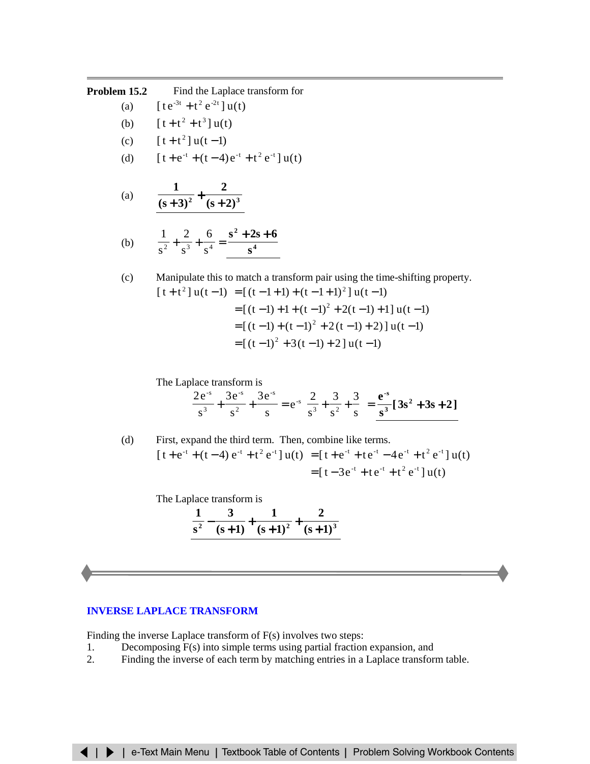**Problem 15.2** Find the Laplace transform for

(a) $[\,t\,e^{-3t} + t^2\,e^{-2t}\,]\,u(t)$

(b) $[\,t + t^2 + t^3\,]\,u(t)$

(c) $[\,t + t^2\,]\,u(t-1)$

(d) $[\,t + e^{-t} + (t-4)\,e^{-t} + t^2\,e^{-t}\,]\,u(t)$

(a) $$\mathbf{\frac{1}{(s+3)^2} + \frac{2}{(s+2)^3}}$$

(b) $$\frac{1}{s^2} + \frac{2}{s^3} + \frac{6}{s^4} = \mathbf{\frac{s^2 + 2s + 6}{s^4}}$$

(c) Manipulate this to match a transform pair using the time-shifting property.

$$\begin{aligned}
[\,t + t^2\,]\,u(t-1) &= [\,(t-1+1) + (t-1+1)^2\,]\,u(t-1) \\
&= [\,(t-1) + 1 + (t-1)^2 + 2(t-1) + 1\,]\,u(t-1) \\
&= [\,(t-1) + (t-1)^2 + 2\,(t-1) + 2)\,]\,u(t-1) \\
&= [\,(t-1)^2 + 3\,(t-1) + 2\,]\,u(t-1)
\end{aligned}$$

The Laplace transform is

$$\frac{2\,e^{-s}}{s^3} + \frac{3\,e^{-s}}{s^2} + \frac{3\,e^{-s}}{s} = e^{-s}\left(\frac{2}{s^3} + \frac{3}{s^2} + \frac{3}{s}\right) = \mathbf{\frac{e^{-s}}{s^3}[\,3s^2 + 3s + 2\,]}$$

(d) First, expand the third term. Then, combine like terms.

$$\begin{aligned}
[\,t + e^{-t} + (t-4)\,e^{-t} + t^2\,e^{-t}\,]\,u(t) &= [\,t + e^{-t} + t\,e^{-t} - 4\,e^{-t} + t^2\,e^{-t}\,]\,u(t) \\
&= [\,t - 3\,e^{-t} + t\,e^{-t} + t^2\,e^{-t}\,]\,u(t)
\end{aligned}$$

The Laplace transform is

$$\mathbf{\frac{1}{s^2} - \frac{3}{(s+1)} + \frac{1}{(s+1)^2} + \frac{2}{(s+1)^3}}$$

## INVERSE LAPLACE TRANSFORM

Finding the inverse Laplace transform of F(s) involves two steps:

1. Decomposing F(s) into simple terms using partial fraction expansion, and
2. Finding the inverse of each term by matching entries in a Laplace transform table.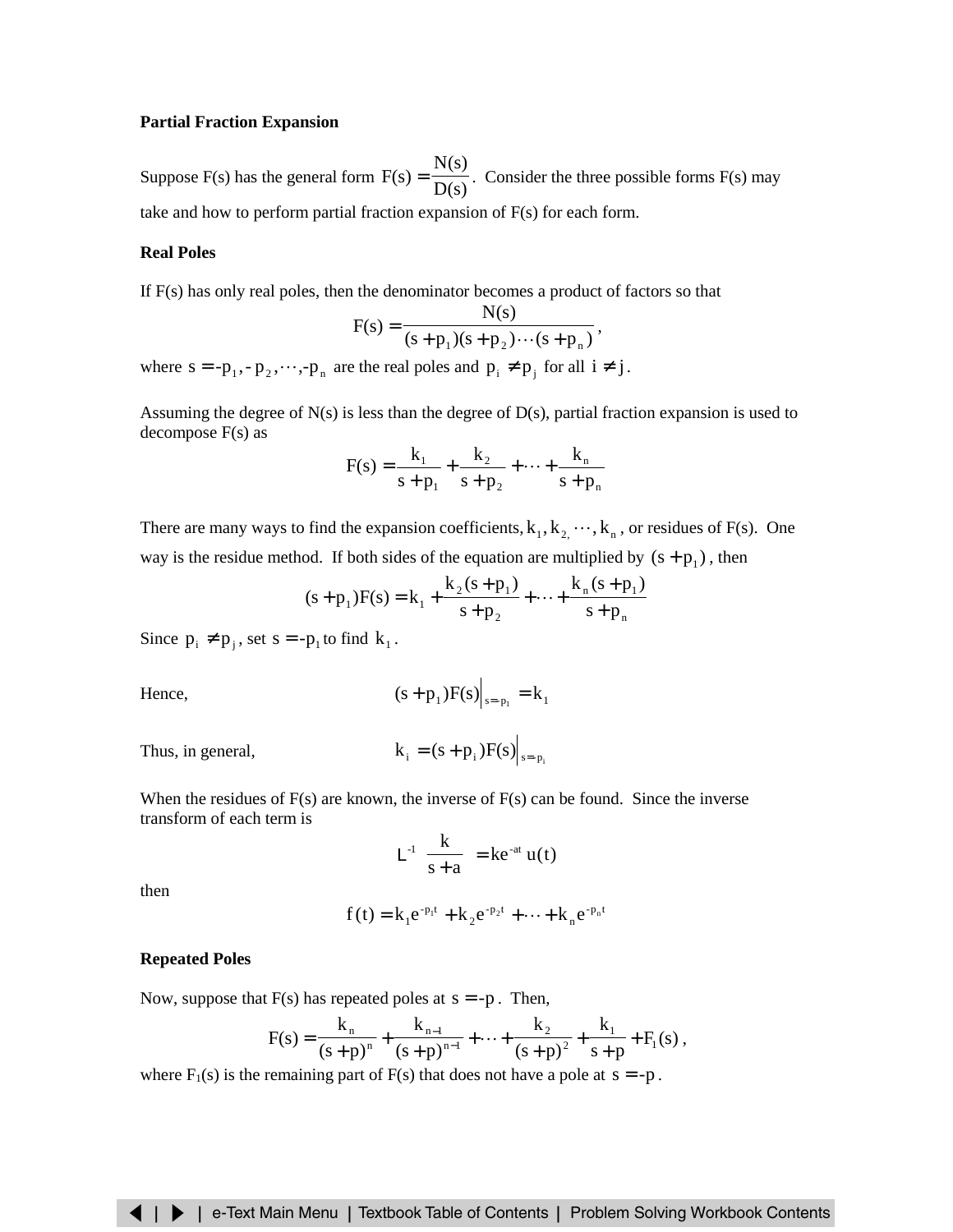**Partial Fraction Expansion**

Suppose F(s) has the general form $F(s) = \frac{N(s)}{D(s)}$. Consider the three possible forms F(s) may take and how to perform partial fraction expansion of F(s) for each form.

**Real Poles**

If F(s) has only real poles, then the denominator becomes a product of factors so that

$$F(s) = \frac{N(s)}{(s+p_1)(s+p_2)\cdots(s+p_n)},$$

where $s = -p_1, -p_2, \cdots, -p_n$ are the real poles and $p_i \neq p_j$ for all $i \neq j$.

Assuming the degree of N(s) is less than the degree of D(s), partial fraction expansion is used to decompose F(s) as

$$F(s) = \frac{k_1}{s+p_1} + \frac{k_2}{s+p_2} + \cdots + \frac{k_n}{s+p_n}$$

There are many ways to find the expansion coefficients, $k_1, k_2, \cdots, k_n$, or residues of F(s). One way is the residue method. If both sides of the equation are multiplied by $(s+p_1)$, then

$$(s+p_1)F(s) = k_1 + \frac{k_2(s+p_1)}{s+p_2} + \cdots + \frac{k_n(s+p_1)}{s+p_n}$$

Since $p_i \neq p_j$, set $s = -p_1$ to find $k_1$.

Hence, $$(s+p_1)F(s)\Big|_{s=-p_1} = k_1$$

Thus, in general, $$k_i = (s+p_i)F(s)\Big|_{s=-p_i}$$

When the residues of F(s) are known, the inverse of F(s) can be found. Since the inverse transform of each term is

$$\mathcal{L}^{-1}\left[\frac{k}{s+a}\right] = ke^{-at}u(t)$$

then

$$f(t) = k_1e^{-p_1t} + k_2e^{-p_2t} + \cdots + k_ne^{-p_nt}$$

**Repeated Poles**

Now, suppose that F(s) has repeated poles at $s = -p$. Then,

$$F(s) = \frac{k_n}{(s+p)^n} + \frac{k_{n-1}}{(s+p)^{n-1}} + \cdots + \frac{k_2}{(s+p)^2} + \frac{k_1}{s+p} + F_1(s),$$

where $F_1(s)$ is the remaining part of F(s) that does not have a pole at $s = -p$.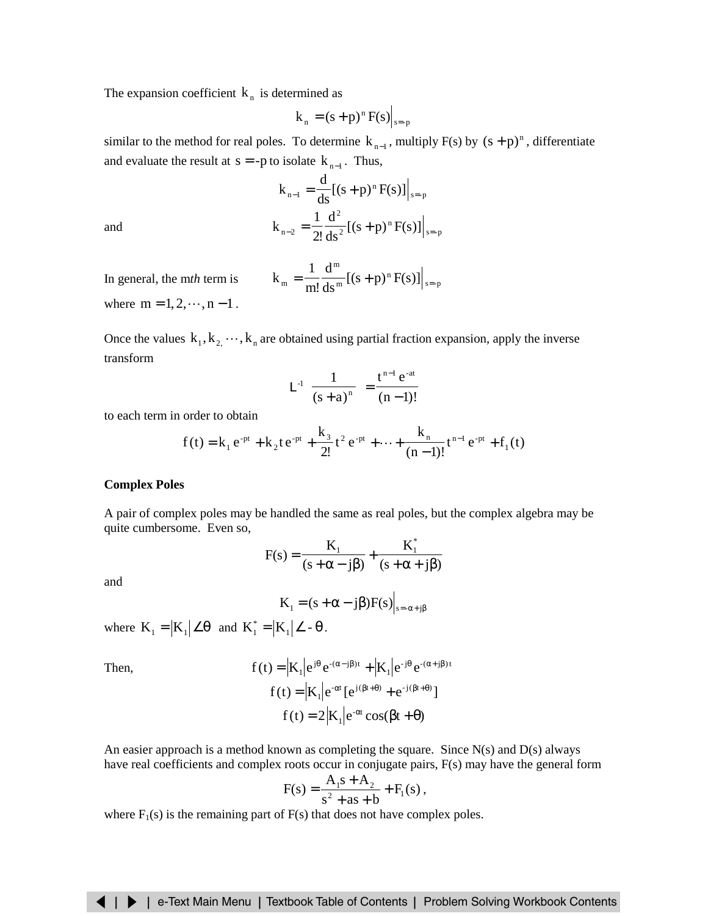The expansion coefficient $k_n$ is determined as

$$k_n = (s+p)^n F(s)\Big|_{s=p}$$

similar to the method for real poles. To determine $k_{n-1}$, multiply F(s) by $(s+p)^n$, differentiate and evaluate the result at $s = -p$ to isolate $k_{n-1}$. Thus,

$$k_{n-1} = \frac{d}{ds}[(s+p)^n F(s)]\Big|_{s=p}$$

and

$$k_{n-2} = \frac{1}{2!}\frac{d^2}{ds^2}[(s+p)^n F(s)]\Big|_{s=-p}$$

In general, the m*th* term is

$$k_m = \frac{1}{m!}\frac{d^m}{ds^m}[(s+p)^n F(s)]\Big|_{s=-p}$$

where $m = 1, 2, \cdots, n-1$.

Once the values $k_1, k_2, \cdots, k_n$ are obtained using partial fraction expansion, apply the inverse transform

$$L^{-1}\left[\frac{1}{(s+a)^n}\right] = \frac{t^{n-1}\, e^{-at}}{(n-1)!}$$

to each term in order to obtain

$$f(t) = k_1\, e^{-pt} + k_2\, t\, e^{-pt} + \frac{k_3}{2!}t^2\, e^{-pt} + \cdots + \frac{k_n}{(n-1)!}t^{n-1}\, e^{-pt} + f_1(t)$$

**Complex Poles**

A pair of complex poles may be handled the same as real poles, but the complex algebra may be quite cumbersome. Even so,

$$F(s) = \frac{K_1}{(s+\alpha-j\beta)} + \frac{K_1^*}{(s+\alpha+j\beta)}$$

and

$$K_1 = (s+\alpha-j\beta)F(s)\Big|_{s=\alpha+j\beta}$$

where $K_1 = |K_1|\angle\theta$ and $K_1^* = |K_1|\angle -\theta$.

Then,

$$f(t) = |K_1|e^{j\theta}e^{-(\alpha-j\beta)t} + |K_1|e^{-j\theta}e^{-(\alpha+j\beta)t}$$

$$f(t) = |K_1|e^{-\alpha t}[e^{j(\beta t+\theta)} + e^{-j(\beta t+\theta)}]$$

$$f(t) = 2|K_1|e^{-\alpha t}\cos(\beta t+\theta)$$

An easier approach is a method known as completing the square. Since N(s) and D(s) always have real coefficients and complex roots occur in conjugate pairs, F(s) may have the general form

$$F(s) = \frac{A_1 s + A_2}{s^2 + as + b} + F_1(s),$$

where $F_1(s)$ is the remaining part of F(s) that does not have complex poles.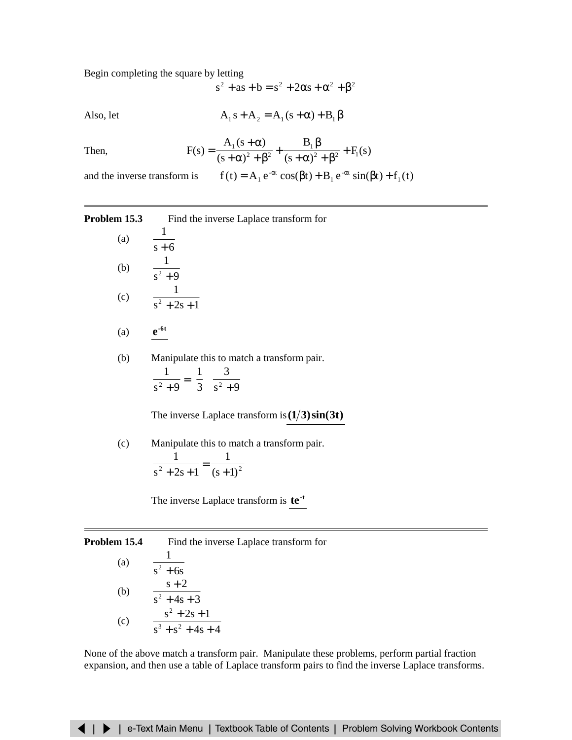Begin completing the square by letting

$$s^2 + as + b = s^2 + 2\alpha s + \alpha^2 + \beta^2$$

Also, let

$$A_1 s + A_2 = A_1 (s + \alpha) + B_1 \beta$$

Then,

$$F(s) = \frac{A_1 (s + \alpha)}{(s + \alpha)^2 + \beta^2} + \frac{B_1 \beta}{(s + \alpha)^2 + \beta^2} + F_1(s)$$

and the inverse transform is $\quad f(t) = A_1 e^{-\alpha t} \cos(\beta t) + B_1 e^{-\alpha t} \sin(\beta t) + f_1(t)$

---

**Problem 15.3** Find the inverse Laplace transform for

(a) $\dfrac{1}{s + 6}$

(b) $\dfrac{1}{s^2 + 9}$

(c) $\dfrac{1}{s^2 + 2s + 1}$

(a) $\underline{\mathbf{e^{-6t}}}$

(b) Manipulate this to match a transform pair.

$$\frac{1}{s^2 + 9} = \frac{1}{3} \; \frac{3}{s^2 + 9}$$

The inverse Laplace transform is $\underline{\mathbf{(1/3)\sin(3t)}}$

(c) Manipulate this to match a transform pair.

$$\frac{1}{s^2 + 2s + 1} = \frac{1}{(s + 1)^2}$$

The inverse Laplace transform is $\underline{\mathbf{te^{-t}}}$

---

**Problem 15.4** Find the inverse Laplace transform for

(a) $\dfrac{1}{s^2 + 6s}$

(b) $\dfrac{s + 2}{s^2 + 4s + 3}$

(c) $\dfrac{s^2 + 2s + 1}{s^3 + s^2 + 4s + 4}$

None of the above match a transform pair. Manipulate these problems, perform partial fraction expansion, and then use a table of Laplace transform pairs to find the inverse Laplace transforms.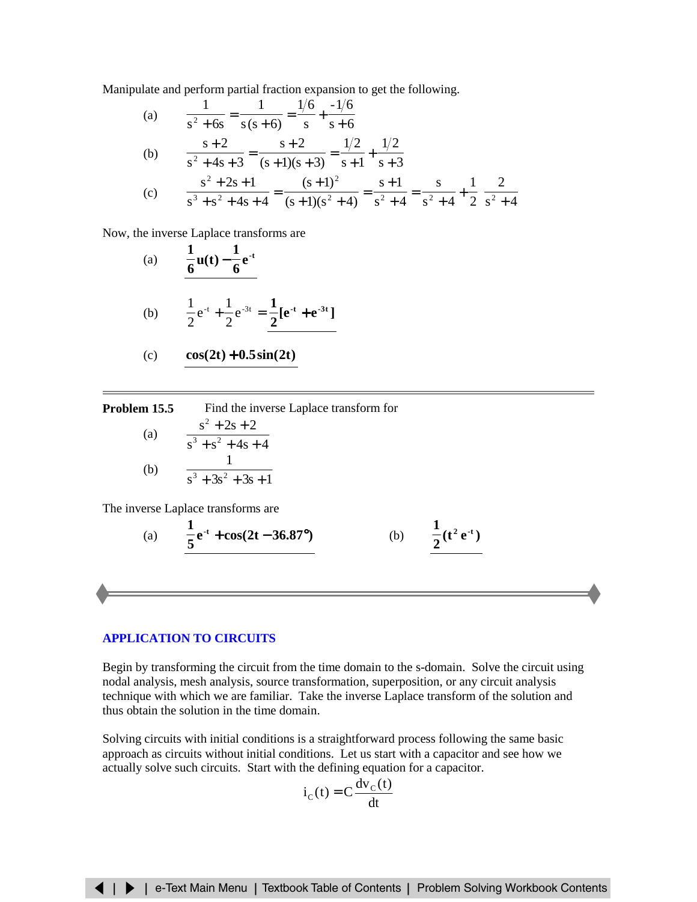Manipulate and perform partial fraction expansion to get the following.

(a) $$\frac{1}{s^2 + 6s} = \frac{1}{s(s+6)} = \frac{1/6}{s} + \frac{-1/6}{s+6}$$

(b) $$\frac{s+2}{s^2 + 4s + 3} = \frac{s+2}{(s+1)(s+3)} = \frac{1/2}{s+1} + \frac{1/2}{s+3}$$

(c) $$\frac{s^2 + 2s + 1}{s^3 + s^2 + 4s + 4} = \frac{(s+1)^2}{(s+1)(s^2+4)} = \frac{s+1}{s^2+4} = \frac{s}{s^2+4} + \frac{1}{2}\,\frac{2}{s^2+4}$$

Now, the inverse Laplace transforms are

(a) $$\mathbf{\frac{1}{6}u(t) - \frac{1}{6}e^{-t}}$$

(b) $$\frac{1}{2}e^{-t} + \frac{1}{2}e^{-3t} = \mathbf{\frac{1}{2}[e^{-t} + e^{-3t}]}$$

(c) $$\mathbf{\cos(2t) + 0.5\sin(2t)}$$

---

**Problem 15.5** Find the inverse Laplace transform for

(a) $$\frac{s^2 + 2s + 2}{s^3 + s^2 + 4s + 4}$$

(b) $$\frac{1}{s^3 + 3s^2 + 3s + 1}$$

The inverse Laplace transforms are

(a) $$\mathbf{\frac{1}{5}e^{-t} + \cos(2t - 36.87°)}$$ (b) $$\mathbf{\frac{1}{2}(t^2\,e^{-t})}$$

---

## APPLICATION TO CIRCUITS

Begin by transforming the circuit from the time domain to the s-domain. Solve the circuit using nodal analysis, mesh analysis, source transformation, superposition, or any circuit analysis technique with which we are familiar. Take the inverse Laplace transform of the solution and thus obtain the solution in the time domain.

Solving circuits with initial conditions is a straightforward process following the same basic approach as circuits without initial conditions. Let us start with a capacitor and see how we actually solve such circuits. Start with the defining equation for a capacitor.

$$i_C(t) = C\frac{dv_C(t)}{dt}$$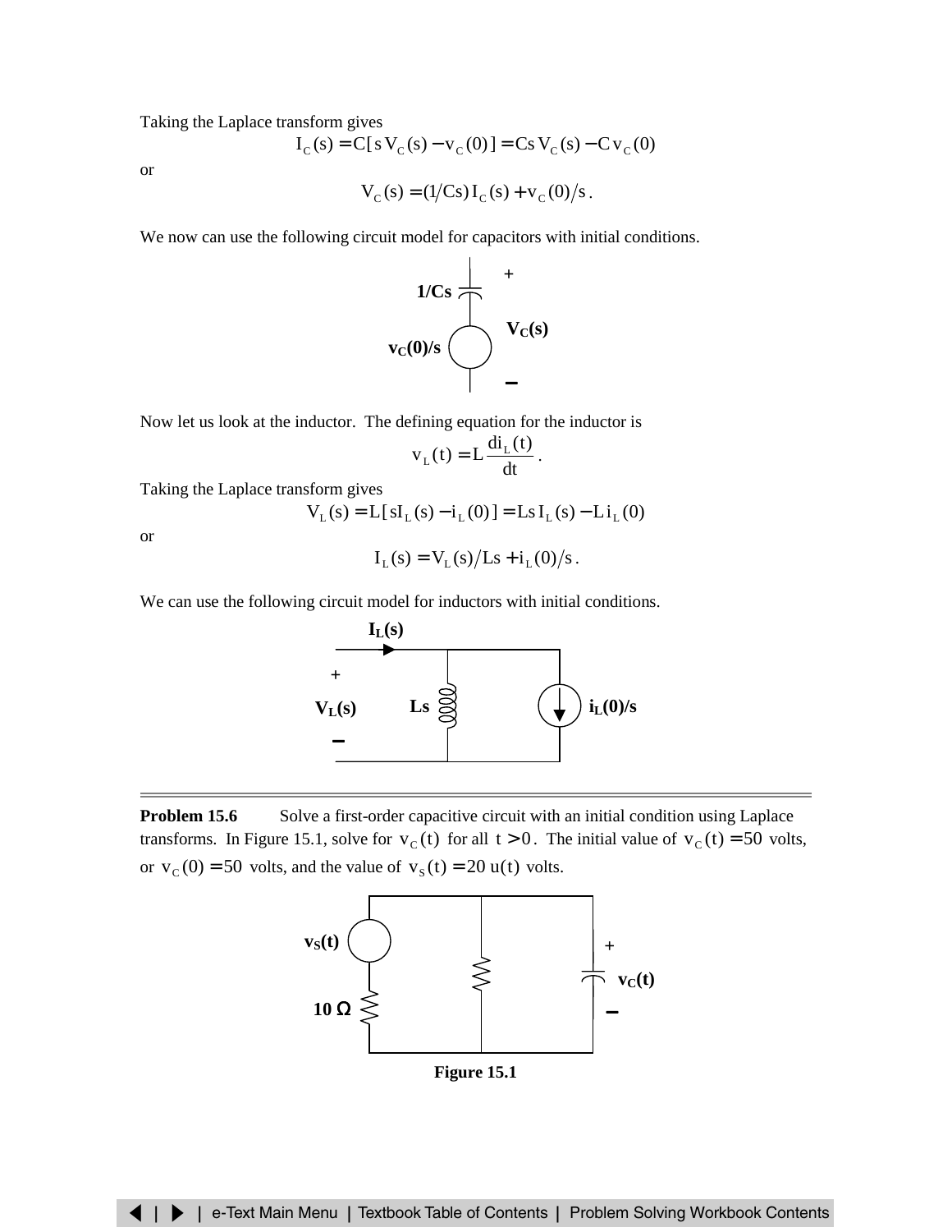Taking the Laplace transform gives

$$I_C(s) = C[s V_C(s) - v_C(0)] = Cs V_C(s) - C v_C(0)$$

or

$$V_C(s) = (1/Cs) I_C(s) + v_C(0)/s .$$

We now can use the following circuit model for capacitors with initial conditions.

Now let us look at the inductor. The defining equation for the inductor is

$$v_L(t) = L \frac{di_L(t)}{dt} .$$

Taking the Laplace transform gives

$$V_L(s) = L[sI_L(s) - i_L(0)] = Ls I_L(s) - L i_L(0)$$

or

$$I_L(s) = V_L(s)/Ls + i_L(0)/s .$$

We can use the following circuit model for inductors with initial conditions.

---

**Problem 15.6** Solve a first-order capacitive circuit with an initial condition using Laplace transforms. In Figure 15.1, solve for $v_C(t)$ for all $t > 0$. The initial value of $v_C(t) = 50$ volts, or $v_C(0) = 50$ volts, and the value of $v_S(t) = 20\, u(t)$ volts.

**Figure 15.1**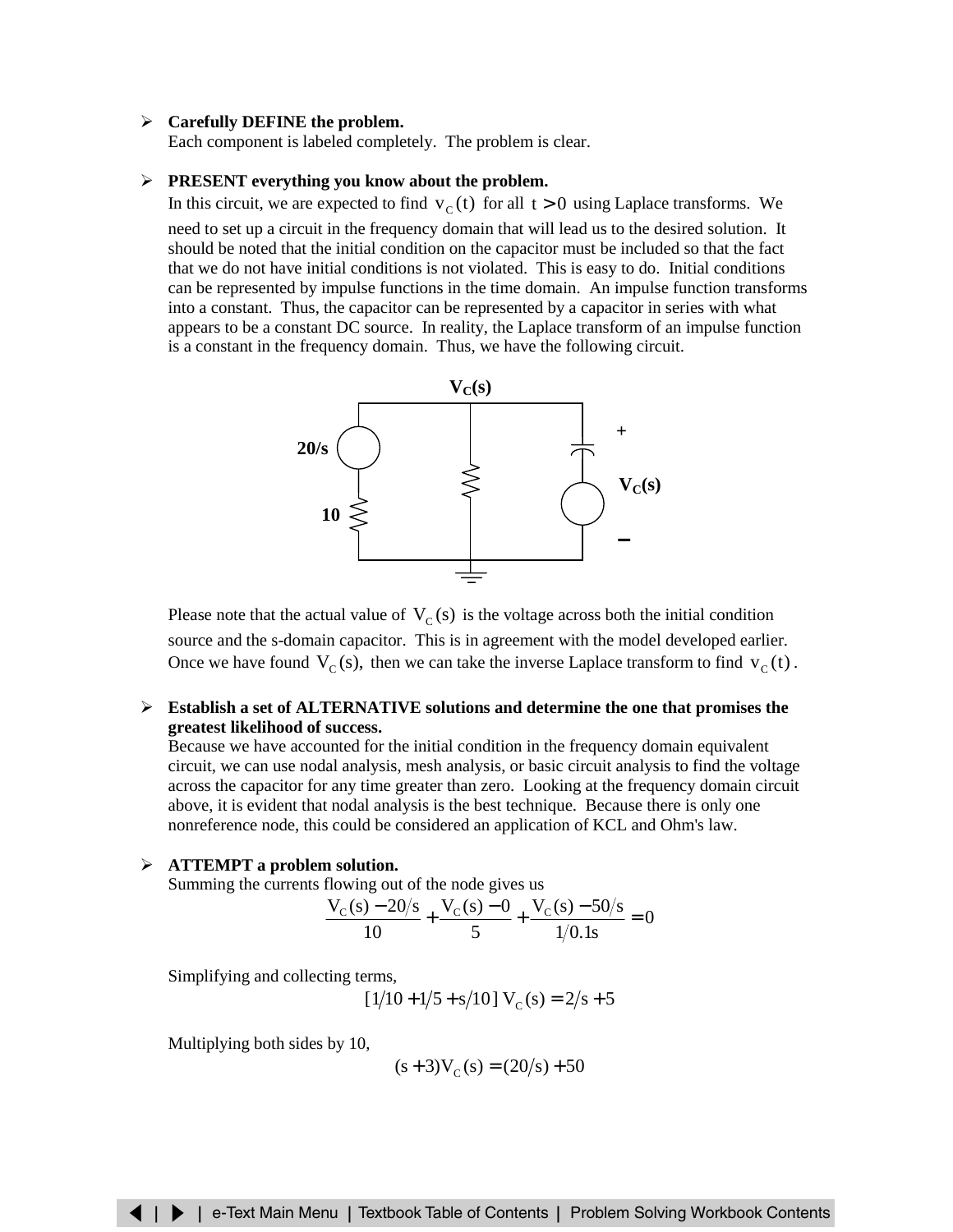- **Carefully DEFINE the problem.**
  Each component is labeled completely. The problem is clear.

- **PRESENT everything you know about the problem.**
  In this circuit, we are expected to find $v_C(t)$ for all $t > 0$ using Laplace transforms. We need to set up a circuit in the frequency domain that will lead us to the desired solution. It should be noted that the initial condition on the capacitor must be included so that the fact that we do not have initial conditions is not violated. This is easy to do. Initial conditions can be represented by impulse functions in the time domain. An impulse function transforms into a constant. Thus, the capacitor can be represented by a capacitor in series with what appears to be a constant DC source. In reality, the Laplace transform of an impulse function is a constant in the frequency domain. Thus, we have the following circuit.

  Please note that the actual value of $V_C(s)$ is the voltage across both the initial condition source and the s-domain capacitor. This is in agreement with the model developed earlier. Once we have found $V_C(s)$, then we can take the inverse Laplace transform to find $v_C(t)$.

- **Establish a set of ALTERNATIVE solutions and determine the one that promises the greatest likelihood of success.**
  Because we have accounted for the initial condition in the frequency domain equivalent circuit, we can use nodal analysis, mesh analysis, or basic circuit analysis to find the voltage across the capacitor for any time greater than zero. Looking at the frequency domain circuit above, it is evident that nodal analysis is the best technique. Because there is only one nonreference node, this could be considered an application of KCL and Ohm's law.

- **ATTEMPT a problem solution.**
  Summing the currents flowing out of the node gives us

$$\frac{V_C(s) - 20/s}{10} + \frac{V_C(s) - 0}{5} + \frac{V_C(s) - 50/s}{1/0.1s} = 0$$

  Simplifying and collecting terms,

$$[1/10 + 1/5 + s/10]\, V_C(s) = 2/s + 5$$

  Multiplying both sides by 10,

$$(s + 3)V_C(s) = (20/s) + 50$$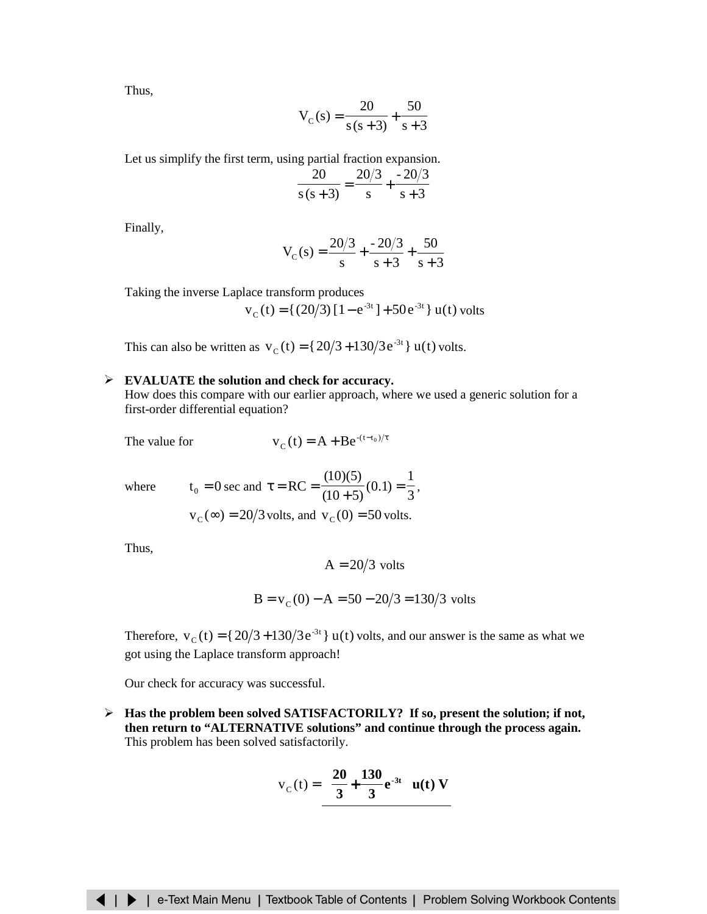Thus,

$$V_C(s) = \frac{20}{s(s+3)} + \frac{50}{s+3}$$

Let us simplify the first term, using partial fraction expansion.

$$\frac{20}{s(s+3)} = \frac{20/3}{s} + \frac{-20/3}{s+3}$$

Finally,

$$V_C(s) = \frac{20/3}{s} + \frac{-20/3}{s+3} + \frac{50}{s+3}$$

Taking the inverse Laplace transform produces

$$v_C(t) = \{(20/3)[1 - e^{-3t}] + 50e^{-3t}\}\, u(t) \text{ volts}$$

This can also be written as $v_C(t) = \{20/3 + 130/3 e^{-3t}\}\, u(t)$ volts.

- **EVALUATE the solution and check for accuracy.**
  How does this compare with our earlier approach, where we used a generic solution for a first-order differential equation?

  The value for $v_C(t) = A + Be^{-(t-t_0)/\tau}$

  where $t_0 = 0$ sec and $\tau = RC = \dfrac{(10)(5)}{(10+5)}(0.1) = \dfrac{1}{3}$,

  $v_C(\infty) = 20/3$ volts, and $v_C(0) = 50$ volts.

  Thus,

  $$A = 20/3 \text{ volts}$$

  $$B = v_C(0) - A = 50 - 20/3 = 130/3 \text{ volts}$$

  Therefore, $v_C(t) = \{20/3 + 130/3 e^{-3t}\}\, u(t)$ volts, and our answer is the same as what we got using the Laplace transform approach!

  Our check for accuracy was successful.

- **Has the problem been solved SATISFACTORILY? If so, present the solution; if not, then return to "ALTERNATIVE solutions" and continue through the process again.**
  This problem has been solved satisfactorily.

$$v_C(t) = \underline{\left[\mathbf{\frac{20}{3} + \frac{130}{3}e^{-3t}}\right] \mathbf{u(t)\ V}}$$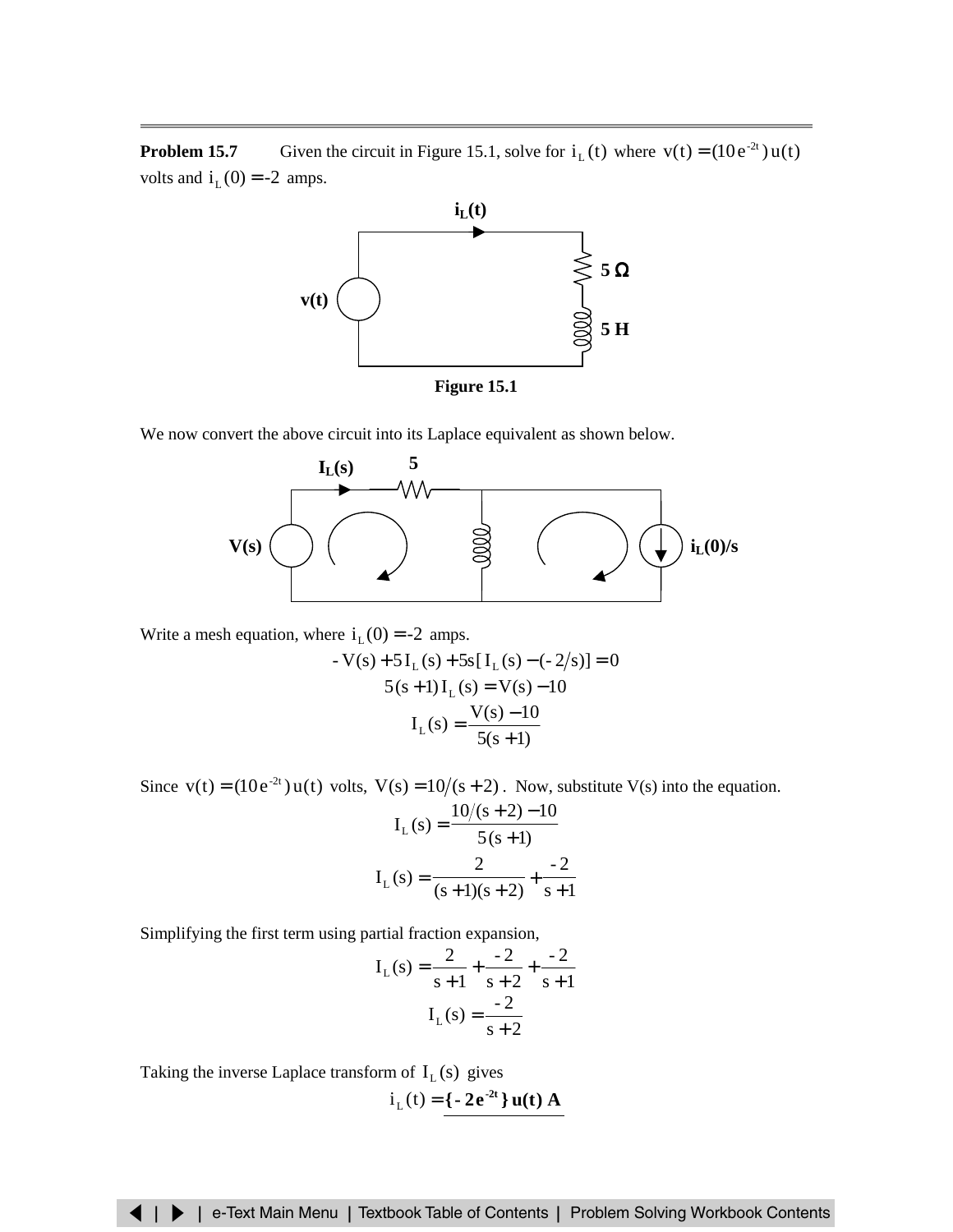**Problem 15.7** Given the circuit in Figure 15.1, solve for $i_L(t)$ where $v(t) = (10e^{-2t})u(t)$ volts and $i_L(0) = -2$ amps.

Figure 15.1

We now convert the above circuit into its Laplace equivalent as shown below.

Write a mesh equation, where $i_L(0) = -2$ amps.

$$-V(s) + 5I_L(s) + 5s[I_L(s) - (-2/s)] = 0$$

$$5(s+1)I_L(s) = V(s) - 10$$

$$I_L(s) = \frac{V(s) - 10}{5(s+1)}$$

Since $v(t) = (10e^{-2t})u(t)$ volts, $V(s) = 10/(s+2)$. Now, substitute V(s) into the equation.

$$I_L(s) = \frac{10/(s+2) - 10}{5(s+1)}$$

$$I_L(s) = \frac{2}{(s+1)(s+2)} + \frac{-2}{s+1}$$

Simplifying the first term using partial fraction expansion,

$$I_L(s) = \frac{2}{s+1} + \frac{-2}{s+2} + \frac{-2}{s+1}$$

$$I_L(s) = \frac{-2}{s+2}$$

Taking the inverse Laplace transform of $I_L(s)$ gives

$$i_L(t) = \underline{\mathbf{\{-2e^{-2t}\}u(t)\ A}}$$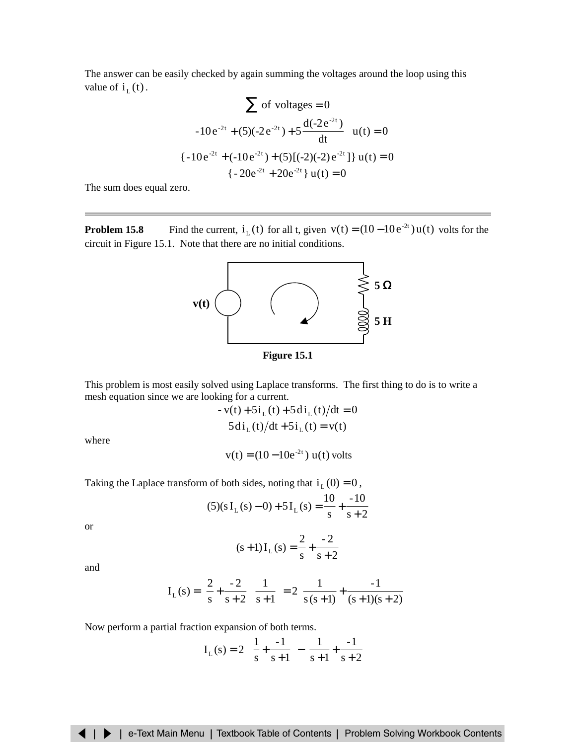The answer can be easily checked by again summing the voltages around the loop using this value of $i_L(t)$.

$$\sum \text{of voltages} = 0$$

$$-10e^{-2t} + (5)(-2e^{-2t}) + 5\frac{d(-2e^{-2t})}{dt} \quad u(t) = 0$$

$$\{-10e^{-2t} + (-10e^{-2t}) + (5)[(-2)(-2)e^{-2t}]\}\, u(t) = 0$$

$$\{-20e^{-2t} + 20e^{-2t}\}\, u(t) = 0$$

The sum does equal zero.

---

**Problem 15.8** Find the current, $i_L(t)$ for all t, given $v(t) = (10 - 10e^{-2t})u(t)$ volts for the circuit in Figure 15.1. Note that there are no initial conditions.

**Figure 15.1**

This problem is most easily solved using Laplace transforms. The first thing to do is to write a mesh equation since we are looking for a current.

$$-v(t) + 5i_L(t) + 5\,di_L(t)/dt = 0$$

$$5\,di_L(t)/dt + 5i_L(t) = v(t)$$

where

$$v(t) = (10 - 10e^{-2t})\, u(t) \text{ volts}$$

Taking the Laplace transform of both sides, noting that $i_L(0) = 0$,

$$(5)(sI_L(s) - 0) + 5I_L(s) = \frac{10}{s} + \frac{-10}{s+2}$$

or

$$(s+1)I_L(s) = \frac{2}{s} + \frac{-2}{s+2}$$

and

$$I_L(s) = \left[\frac{2}{s} + \frac{-2}{s+2}\right]\left[\frac{1}{s+1}\right] = 2\left[\frac{1}{s(s+1)} + \frac{-1}{(s+1)(s+2)}\right]$$

Now perform a partial fraction expansion of both terms.

$$I_L(s) = 2\left[\left(\frac{1}{s} + \frac{-1}{s+1}\right) - \left(\frac{1}{s+1} + \frac{-1}{s+2}\right)\right]$$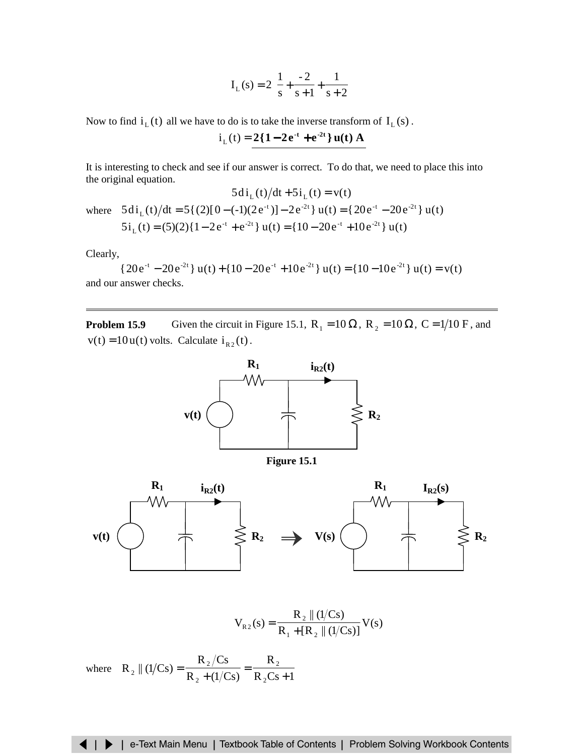$$I_L(s) = 2\left[\frac{1}{s} + \frac{-2}{s+1} + \frac{1}{s+2}\right]$$

Now to find $i_L(t)$ all we have to do is to take the inverse transform of $I_L(s)$.

$$i_L(t) = \mathbf{2\{1 - 2e^{-t} + e^{-2t}\}\,u(t)\ A}$$

It is interesting to check and see if our answer is correct. To do that, we need to place this into the original equation.

$$5\,di_L(t)/dt + 5i_L(t) = v(t)$$

where $\quad 5\,di_L(t)/dt = 5\{(2)[0 - (-1)(2e^{-t})] - 2e^{-2t}\}\,u(t) = \{20e^{-t} - 20e^{-2t}\}\,u(t)$

$\quad\quad 5i_L(t) = (5)(2)\{1 - 2e^{-t} + e^{-2t}\}\,u(t) = \{10 - 20e^{-t} + 10e^{-2t}\}\,u(t)$

Clearly,

$$\{20e^{-t} - 20e^{-2t}\}\,u(t) + \{10 - 20e^{-t} + 10e^{-2t}\}\,u(t) = \{10 - 10e^{-2t}\}\,u(t) = v(t)$$

and our answer checks.

---

**Problem 15.9** Given the circuit in Figure 15.1, $R_1 = 10\,\Omega$, $R_2 = 10\,\Omega$, $C = 1/10$ F, and $v(t) = 10\,u(t)$ volts. Calculate $i_{R2}(t)$.

**Figure 15.1**

$$V_{R2}(s) = \frac{R_2 \parallel (1/Cs)}{R_1 + [R_2 \parallel (1/Cs)]}\,V(s)$$

where $\quad R_2 \parallel (1/Cs) = \dfrac{R_2/Cs}{R_2 + (1/Cs)} = \dfrac{R_2}{R_2Cs + 1}$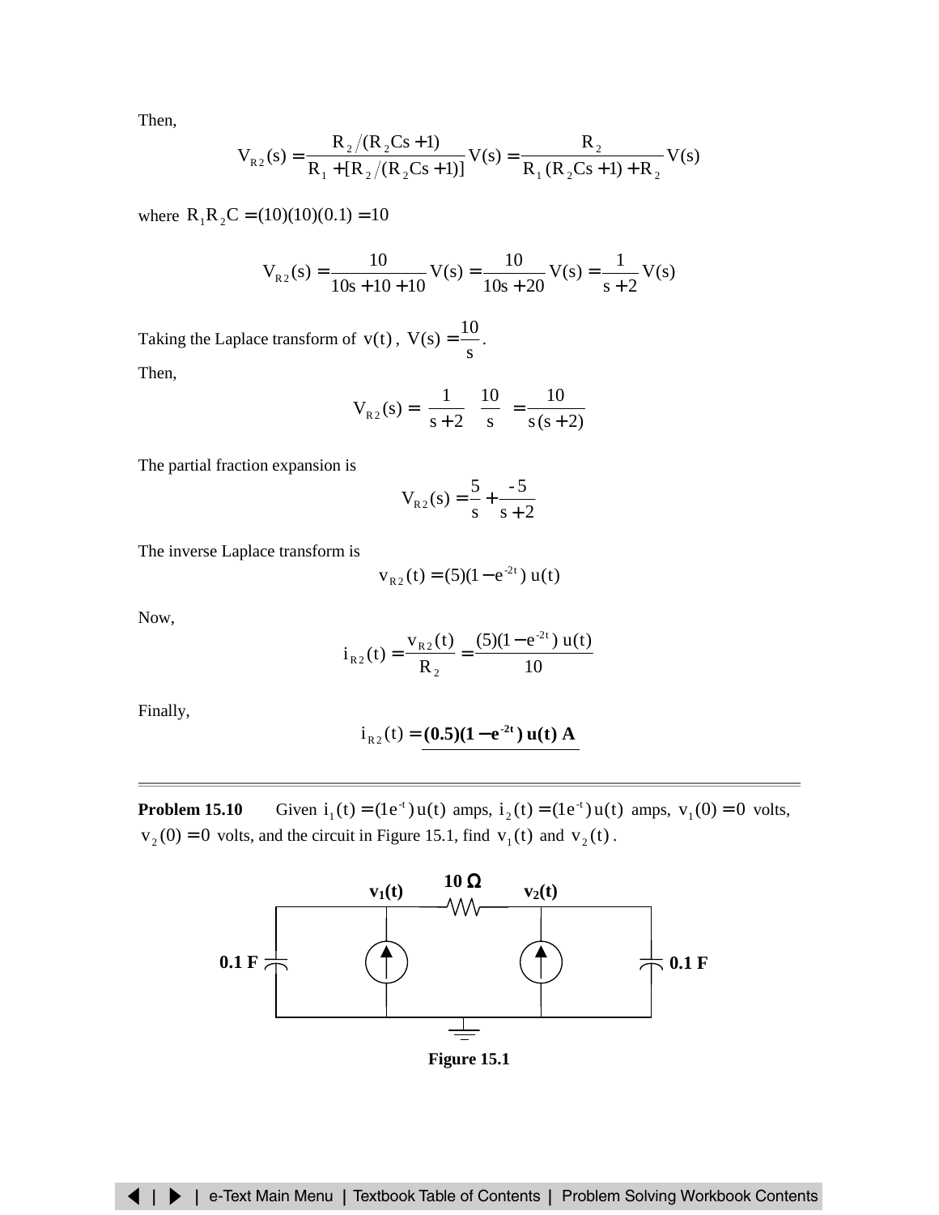Then,

$$V_{R2}(s) = \frac{R_2/(R_2Cs+1)}{R_1 + [R_2/(R_2Cs+1)]} V(s) = \frac{R_2}{R_1(R_2Cs+1) + R_2} V(s)$$

where $R_1R_2C = (10)(10)(0.1) = 10$

$$V_{R2}(s) = \frac{10}{10s + 10 + 10} V(s) = \frac{10}{10s + 20} V(s) = \frac{1}{s+2} V(s)$$

Taking the Laplace transform of $v(t)$, $V(s) = \dfrac{10}{s}$.

Then,

$$V_{R2}(s) = \left(\frac{1}{s+2}\right)\left(\frac{10}{s}\right) = \frac{10}{s(s+2)}$$

The partial fraction expansion is

$$V_{R2}(s) = \frac{5}{s} + \frac{-5}{s+2}$$

The inverse Laplace transform is

$$v_{R2}(t) = (5)(1 - e^{-2t})\, u(t)$$

Now,

$$i_{R2}(t) = \frac{v_{R2}(t)}{R_2} = \frac{(5)(1 - e^{-2t})\, u(t)}{10}$$

Finally,

$$i_{R2}(t) = \underline{\mathbf{(0.5)(1 - e^{-2t})\, u(t)\ A}}$$

---

**Problem 15.10** Given $i_1(t) = (1e^{-t})\,u(t)$ amps, $i_2(t) = (1e^{-t})\,u(t)$ amps, $v_1(0) = 0$ volts, $v_2(0) = 0$ volts, and the circuit in Figure 15.1, find $v_1(t)$ and $v_2(t)$.

**Figure 15.1**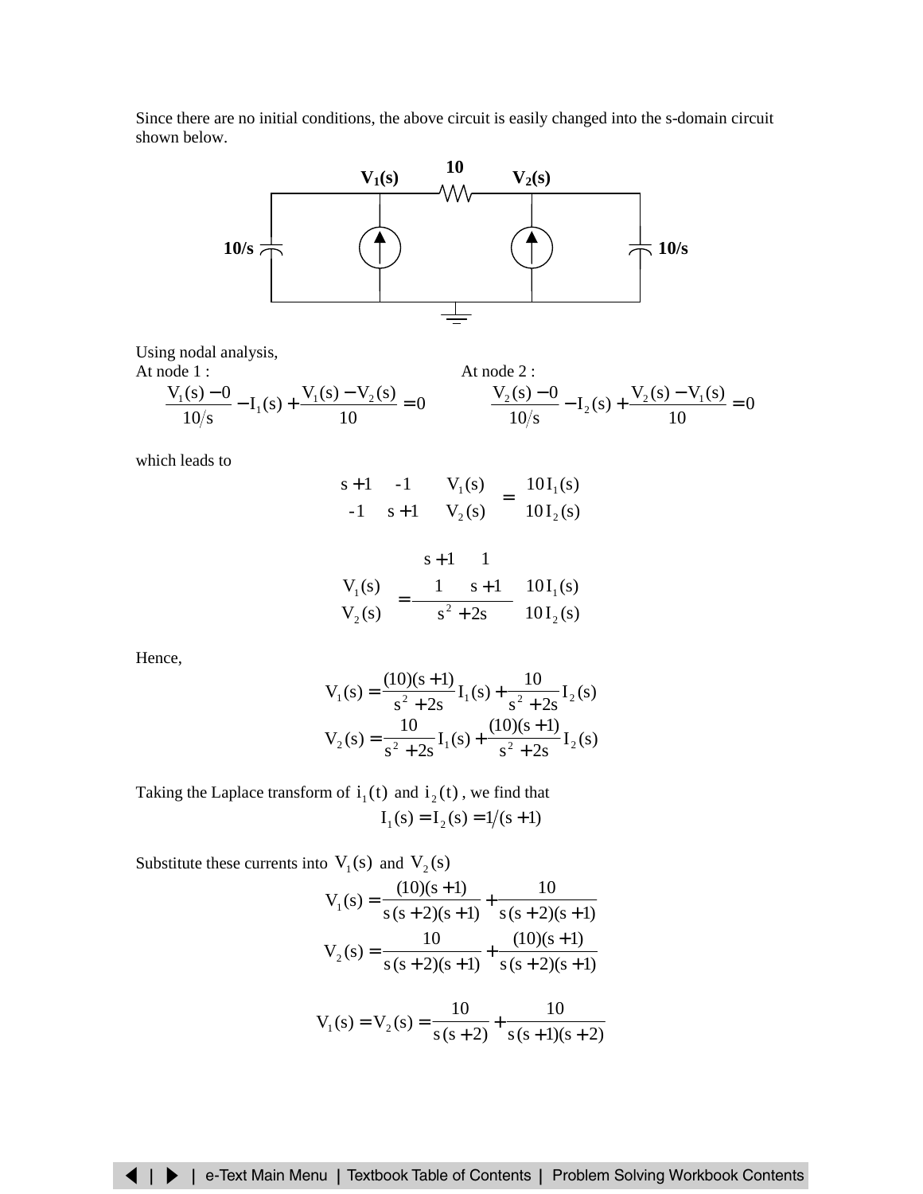Since there are no initial conditions, the above circuit is easily changed into the s-domain circuit shown below.

Using nodal analysis,

At node 1 :

$$\frac{V_1(s) - 0}{10/s} - I_1(s) + \frac{V_1(s) - V_2(s)}{10} = 0$$

At node 2 :

$$\frac{V_2(s) - 0}{10/s} - I_2(s) + \frac{V_2(s) - V_1(s)}{10} = 0$$

which leads to

$$\begin{bmatrix} s+1 & -1 \\ -1 & s+1 \end{bmatrix} \begin{bmatrix} V_1(s) \\ V_2(s) \end{bmatrix} = \begin{bmatrix} 10I_1(s) \\ 10I_2(s) \end{bmatrix}$$

$$\begin{bmatrix} V_1(s) \\ V_2(s) \end{bmatrix} = \frac{\begin{bmatrix} s+1 & 1 \\ 1 & s+1 \end{bmatrix}}{s^2 + 2s} \begin{bmatrix} 10I_1(s) \\ 10I_2(s) \end{bmatrix}$$

Hence,

$$V_1(s) = \frac{(10)(s+1)}{s^2 + 2s} I_1(s) + \frac{10}{s^2 + 2s} I_2(s)$$

$$V_2(s) = \frac{10}{s^2 + 2s} I_1(s) + \frac{(10)(s+1)}{s^2 + 2s} I_2(s)$$

Taking the Laplace transform of $i_1(t)$ and $i_2(t)$, we find that

$$I_1(s) = I_2(s) = 1/(s+1)$$

Substitute these currents into $V_1(s)$ and $V_2(s)$

$$V_1(s) = \frac{(10)(s+1)}{s(s+2)(s+1)} + \frac{10}{s(s+2)(s+1)}$$

$$V_2(s) = \frac{10}{s(s+2)(s+1)} + \frac{(10)(s+1)}{s(s+2)(s+1)}$$

$$V_1(s) = V_2(s) = \frac{10}{s(s+2)} + \frac{10}{s(s+1)(s+2)}$$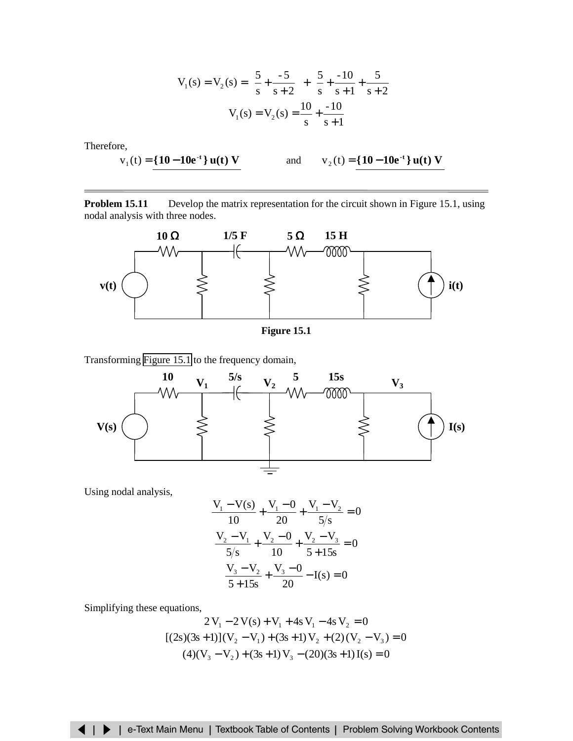$$V_1(s) = V_2(s) = \frac{5}{s} + \frac{-5}{s+2} + \frac{5}{s} + \frac{-10}{s+1} + \frac{5}{s+2}$$

$$V_1(s) = V_2(s) = \frac{10}{s} + \frac{-10}{s+1}$$

Therefore,

$$v_1(t) = \{10 - 10e^{-t}\}\,u(t)\ \text{V} \qquad \text{and} \qquad v_2(t) = \{10 - 10e^{-t}\}\,u(t)\ \text{V}$$

---

**Problem 15.11** Develop the matrix representation for the circuit shown in Figure 15.1, using nodal analysis with three nodes.

**Figure 15.1**

Transforming Figure 15.1 to the frequency domain,

Using nodal analysis,

$$\frac{V_1 - V(s)}{10} + \frac{V_1 - 0}{20} + \frac{V_1 - V_2}{5/s} = 0$$

$$\frac{V_2 - V_1}{5/s} + \frac{V_2 - 0}{10} + \frac{V_2 - V_3}{5 + 15s} = 0$$

$$\frac{V_3 - V_2}{5 + 15s} + \frac{V_3 - 0}{20} - I(s) = 0$$

Simplifying these equations,

$$2\,V_1 - 2\,V(s) + V_1 + 4s\,V_1 - 4s\,V_2 = 0$$

$$[(2s)(3s+1)](V_2 - V_1) + (3s+1)\,V_2 + (2)\,(V_2 - V_3) = 0$$

$$(4)(V_3 - V_2) + (3s+1)\,V_3 - (20)(3s+1)\,I(s) = 0$$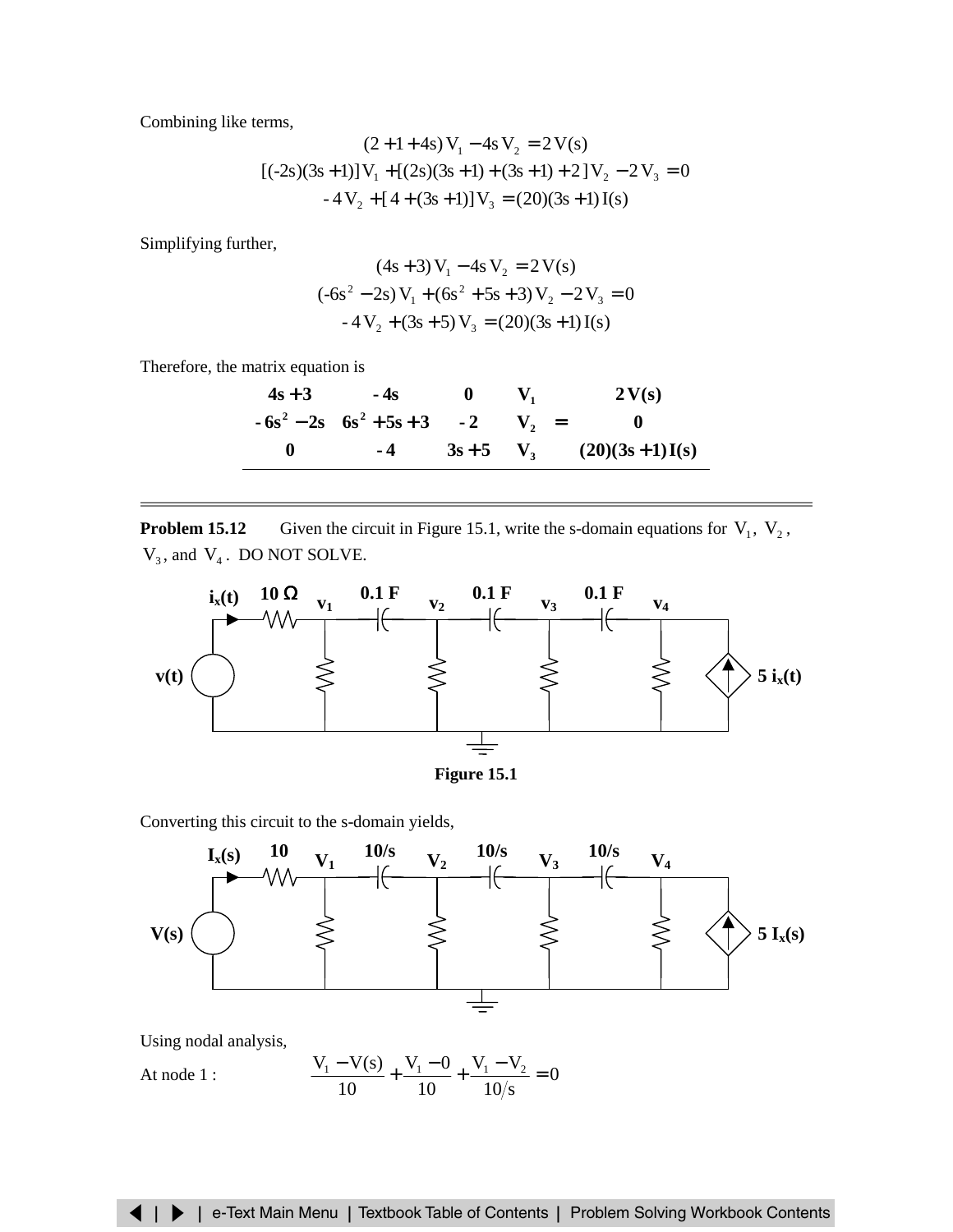Combining like terms,

$$(2 + 1 + 4s)\,V_1 - 4s\,V_2 = 2\,V(s)$$

$$[(-2s)(3s+1)]\,V_1 + [(2s)(3s+1) + (3s+1) + 2\,]\,V_2 - 2\,V_3 = 0$$

$$-4\,V_2 + [\,4 + (3s+1)]\,V_3 = (20)(3s+1)\,I(s)$$

Simplifying further,

$$(4s+3)\,V_1 - 4s\,V_2 = 2\,V(s)$$

$$(-6s^2 - 2s)\,V_1 + (6s^2 + 5s + 3)\,V_2 - 2\,V_3 = 0$$

$$-4\,V_2 + (3s+5)\,V_3 = (20)(3s+1)\,I(s)$$

Therefore, the matrix equation is

$$\begin{bmatrix} 4s+3 & -4s & 0 \\ -6s^2 - 2s & 6s^2 + 5s + 3 & -2 \\ 0 & -4 & 3s+5 \end{bmatrix} \begin{bmatrix} V_1 \\ V_2 \\ V_3 \end{bmatrix} = \begin{bmatrix} 2\,V(s) \\ 0 \\ (20)(3s+1)\,I(s) \end{bmatrix}$$

---

**Problem 15.12** Given the circuit in Figure 15.1, write the s-domain equations for $V_1$, $V_2$, $V_3$, and $V_4$. DO NOT SOLVE.

**Figure 15.1**

Converting this circuit to the s-domain yields,

Using nodal analysis,

At node 1 :
$$\frac{V_1 - V(s)}{10} + \frac{V_1 - 0}{10} + \frac{V_1 - V_2}{10/s} = 0$$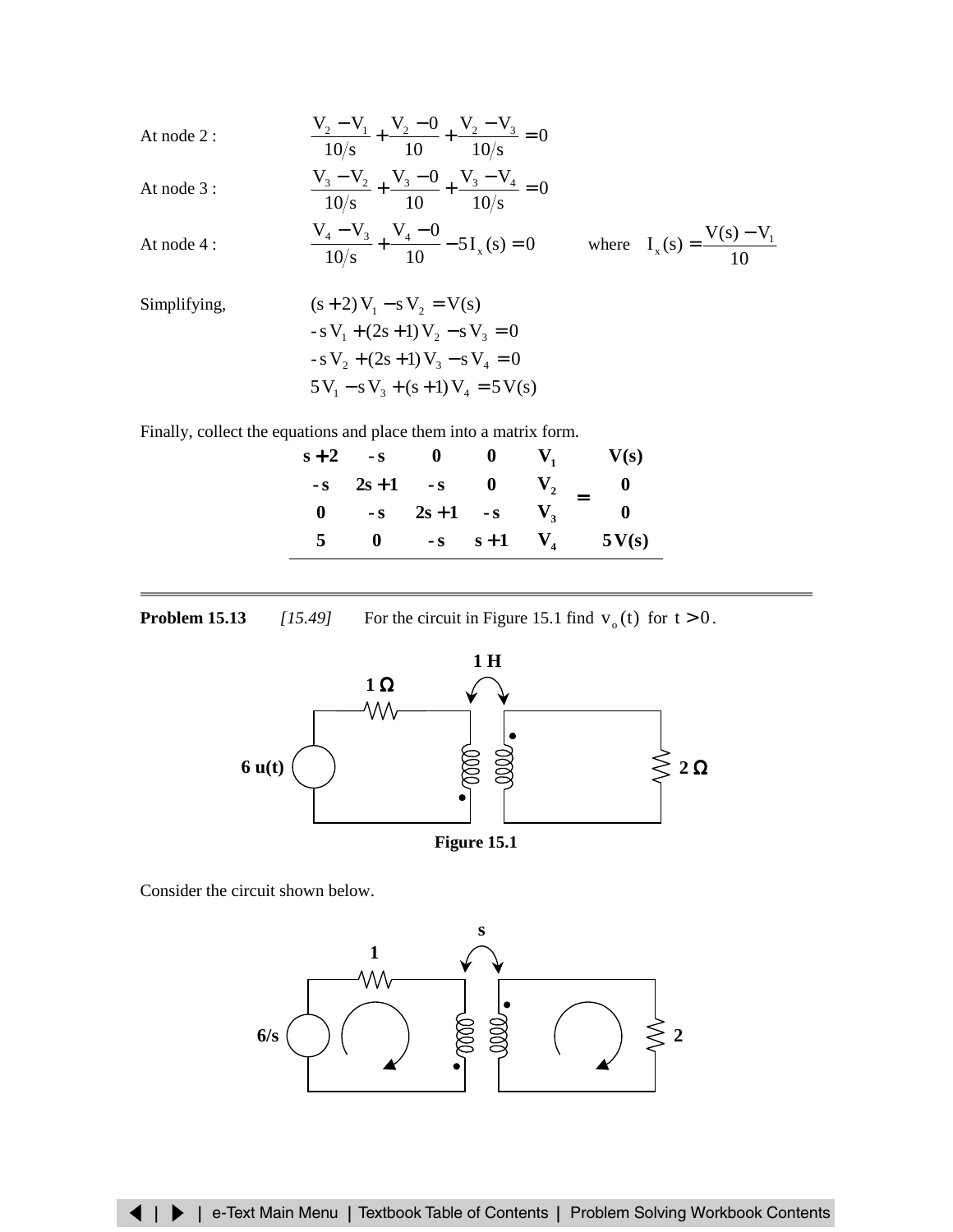At node 2 : $\dfrac{V_2 - V_1}{10/s} + \dfrac{V_2 - 0}{10} + \dfrac{V_2 - V_3}{10/s} = 0$

At node 3 : $\dfrac{V_3 - V_2}{10/s} + \dfrac{V_3 - 0}{10} + \dfrac{V_3 - V_4}{10/s} = 0$

At node 4 : $\dfrac{V_4 - V_3}{10/s} + \dfrac{V_4 - 0}{10} - 5\,I_x(s) = 0$ where $I_x(s) = \dfrac{V(s) - V_1}{10}$

Simplifying,

$$(s+2)\,V_1 - s\,V_2 = V(s)$$
$$-s\,V_1 + (2s+1)\,V_2 - s\,V_3 = 0$$
$$-s\,V_2 + (2s+1)\,V_3 - s\,V_4 = 0$$
$$5\,V_1 - s\,V_3 + (s+1)\,V_4 = 5\,V(s)$$

Finally, collect the equations and place them into a matrix form.

$$\begin{bmatrix} s+2 & -s & 0 & 0 \\ -s & 2s+1 & -s & 0 \\ 0 & -s & 2s+1 & -s \\ 5 & 0 & -s & s+1 \end{bmatrix} \begin{bmatrix} V_1 \\ V_2 \\ V_3 \\ V_4 \end{bmatrix} = \begin{bmatrix} V(s) \\ 0 \\ 0 \\ 5\,V(s) \end{bmatrix}$$

---

**Problem 15.13** *[15.49]* For the circuit in Figure 15.1 find $v_o(t)$ for $t > 0$.

**Figure 15.1**

Consider the circuit shown below.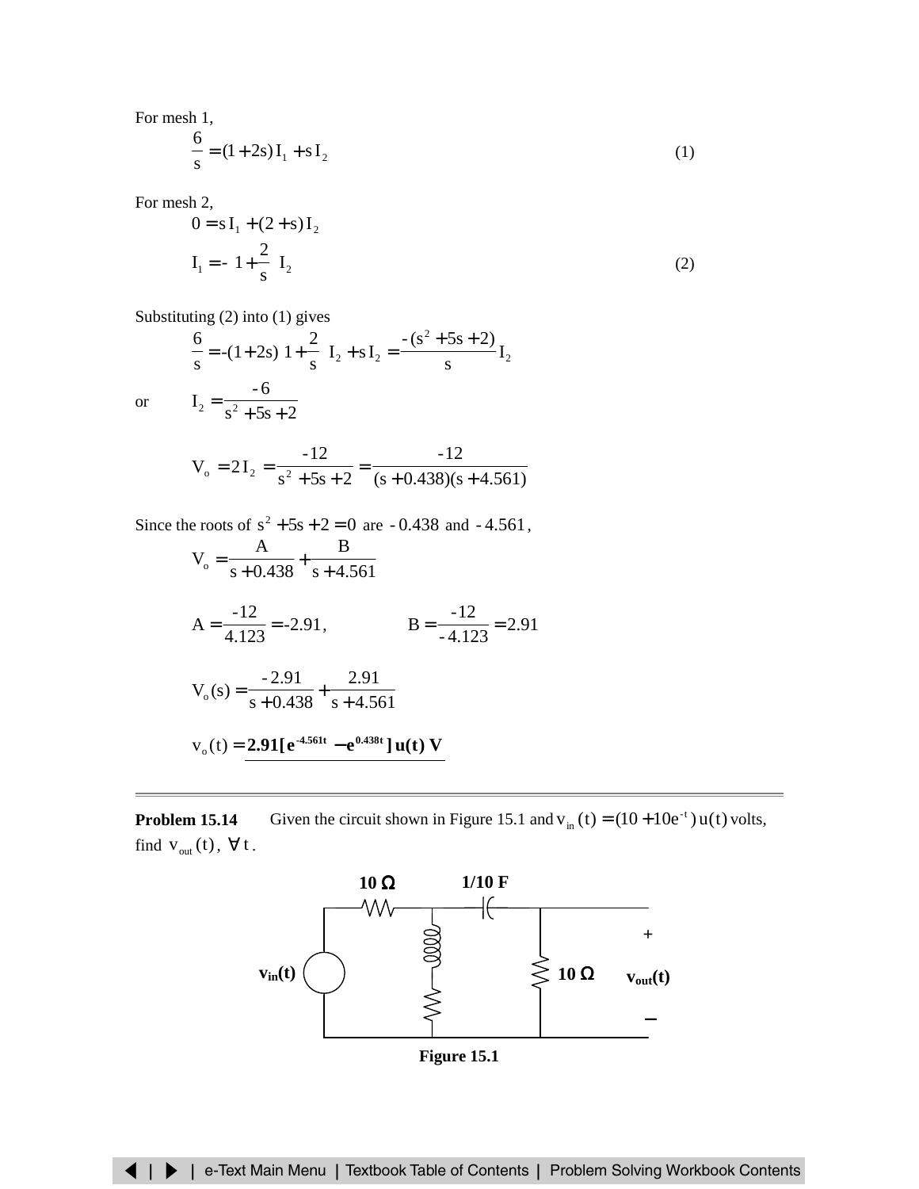For mesh 1,

$$\frac{6}{s} = (1 + 2s)\, I_1 + s\, I_2 \qquad (1)$$

For mesh 2,

$$0 = s\, I_1 + (2 + s)\, I_2$$

$$I_1 = -\left(1 + \frac{2}{s}\right) I_2 \qquad (2)$$

Substituting (2) into (1) gives

$$\frac{6}{s} = -(1 + 2s)\left(1 + \frac{2}{s}\right) I_2 + s\, I_2 = \frac{-(s^2 + 5s + 2)}{s} I_2$$

or $\quad I_2 = \dfrac{-6}{s^2 + 5s + 2}$

$$V_o = 2\, I_2 = \frac{-12}{s^2 + 5s + 2} = \frac{-12}{(s + 0.438)(s + 4.561)}$$

Since the roots of $s^2 + 5s + 2 = 0$ are $-0.438$ and $-4.561$,

$$V_o = \frac{A}{s + 0.438} + \frac{B}{s + 4.561}$$

$$A = \frac{-12}{4.123} = -2.91, \qquad B = \frac{-12}{-4.123} = 2.91$$

$$V_o(s) = \frac{-2.91}{s + 0.438} + \frac{2.91}{s + 4.561}$$

$$v_o(t) = \mathbf{2.91[e^{-4.561t} - e^{0.438t}]\,u(t)\ V}$$

---

**Problem 15.14** Given the circuit shown in Figure 15.1 and $v_{in}(t) = (10 + 10e^{-t})\, u(t)$ volts, find $v_{out}(t)$, $\forall\, t$.

Figure 15.1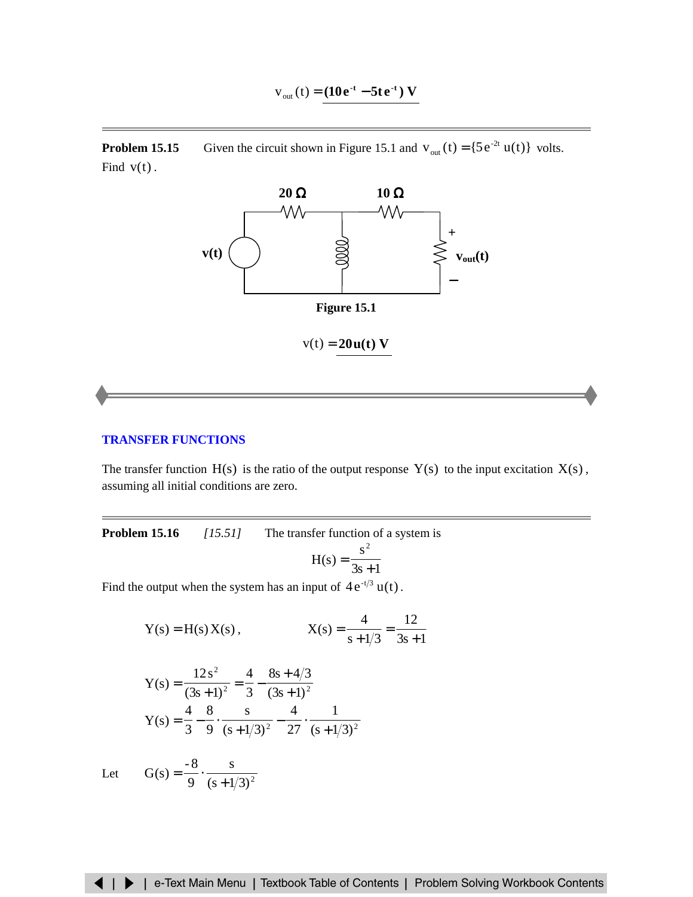$$v_{out}(t) = \underline{\mathbf{(10\,e^{-t} - 5t\,e^{-t})\ V}}$$

---

**Problem 15.15** Given the circuit shown in Figure 15.1 and $v_{out}(t) = \{5\,e^{-2t}\,u(t)\}$ volts. Find $v(t)$.

Figure 15.1

$$v(t) = \underline{\mathbf{20\,u(t)\ V}}$$

---

## TRANSFER FUNCTIONS

The transfer function $H(s)$ is the ratio of the output response $Y(s)$ to the input excitation $X(s)$, assuming all initial conditions are zero.

---

**Problem 15.16** *[15.51]* The transfer function of a system is

$$H(s) = \frac{s^2}{3s+1}$$

Find the output when the system has an input of $4\,e^{-t/3}\,u(t)$.

$$Y(s) = H(s)\,X(s), \qquad X(s) = \frac{4}{s+1/3} = \frac{12}{3s+1}$$

$$Y(s) = \frac{12\,s^2}{(3s+1)^2} = \frac{4}{3} - \frac{8s+4/3}{(3s+1)^2}$$

$$Y(s) = \frac{4}{3} - \frac{8}{9}\cdot\frac{s}{(s+1/3)^2} - \frac{4}{27}\cdot\frac{1}{(s+1/3)^2}$$

Let $\quad G(s) = \dfrac{-8}{9}\cdot\dfrac{s}{(s+1/3)^2}$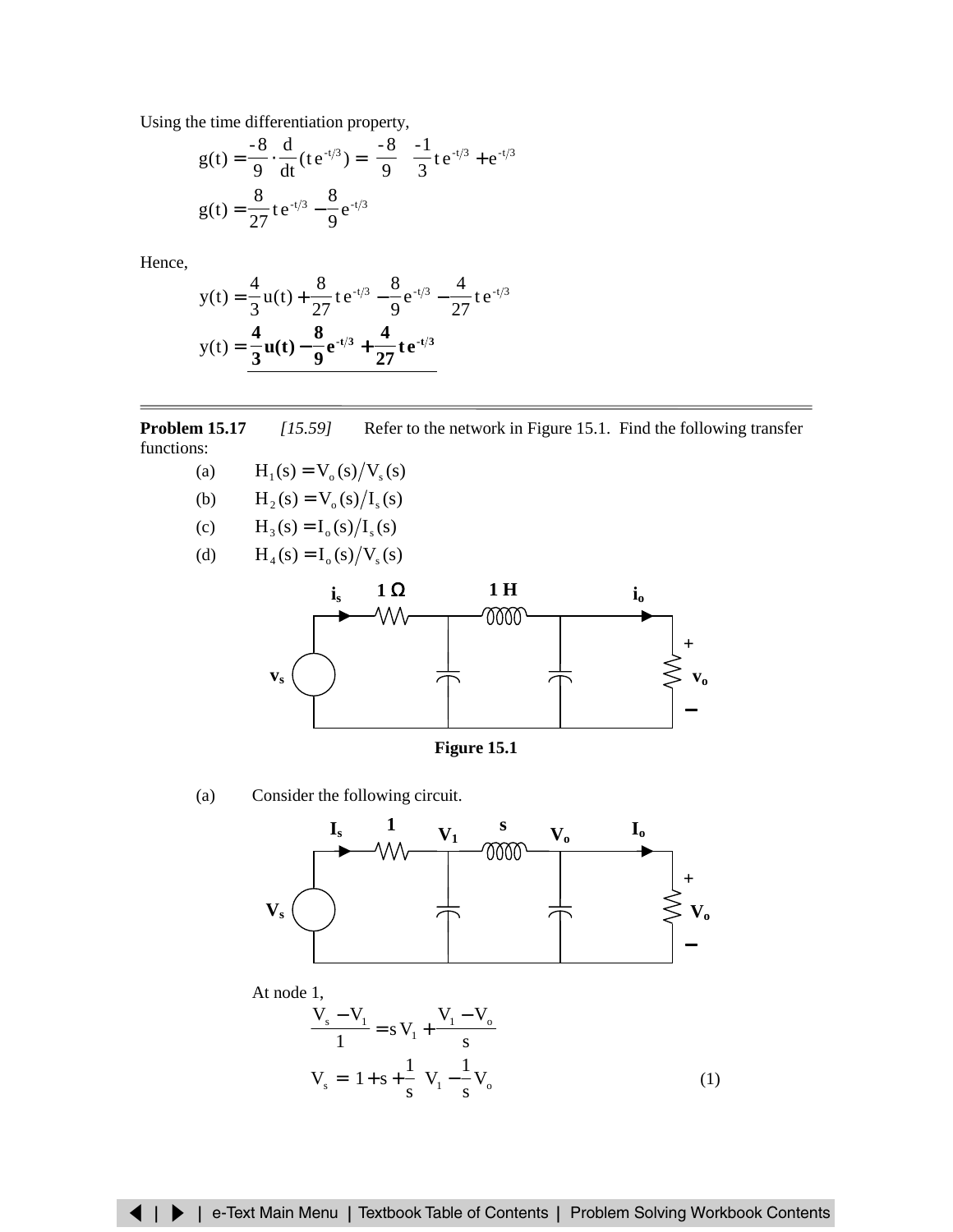Using the time differentiation property,

$$g(t) = \frac{-8}{9} \cdot \frac{d}{dt}(t\,e^{-t/3}) = \frac{-8}{9}\left(\frac{-1}{3}t\,e^{-t/3} + e^{-t/3}\right)$$

$$g(t) = \frac{8}{27}t\,e^{-t/3} - \frac{8}{9}e^{-t/3}$$

Hence,

$$y(t) = \frac{4}{3}u(t) + \frac{8}{27}t\,e^{-t/3} - \frac{8}{9}e^{-t/3} - \frac{4}{27}t\,e^{-t/3}$$

$$\underline{y(t) = \mathbf{\frac{4}{3}u(t) - \frac{8}{9}e^{-t/3} + \frac{4}{27}t\,e^{-t/3}}}$$

---

**Problem 15.17** *[15.59]* Refer to the network in Figure 15.1. Find the following transfer functions:

(a) $H_1(s) = V_o(s)/V_s(s)$

(b) $H_2(s) = V_o(s)/I_s(s)$

(c) $H_3(s) = I_o(s)/I_s(s)$

(d) $H_4(s) = I_o(s)/V_s(s)$

**Figure 15.1**

(a) Consider the following circuit.

At node 1,

$$\frac{V_s - V_1}{1} = s\,V_1 + \frac{V_1 - V_o}{s}$$

$$V_s = \left(1 + s + \frac{1}{s}\right)V_1 - \frac{1}{s}V_o \qquad (1)$$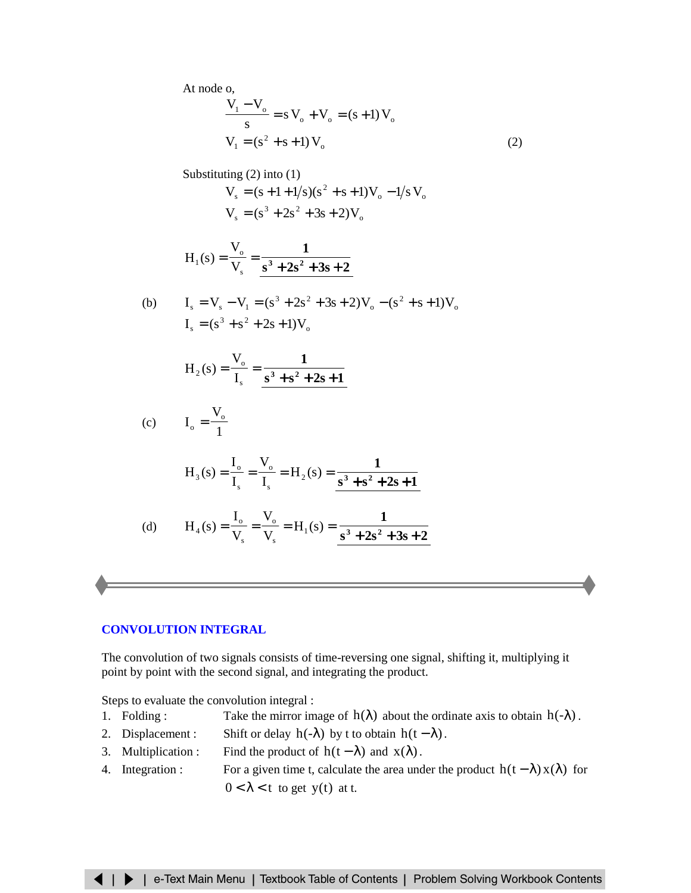At node o,

$$\frac{V_1 - V_o}{s} = s\,V_o + V_o = (s+1)\,V_o$$

$$V_1 = (s^2 + s + 1)\,V_o \qquad (2)$$

Substituting (2) into (1)

$$V_s = (s + 1 + 1/s)(s^2 + s + 1)V_o - 1/s\,V_o$$

$$V_s = (s^3 + 2s^2 + 3s + 2)V_o$$

$$H_1(s) = \frac{V_o}{V_s} = \underline{\mathbf{\frac{1}{s^3 + 2s^2 + 3s + 2}}}$$

(b) $I_s = V_s - V_1 = (s^3 + 2s^2 + 3s + 2)V_o - (s^2 + s + 1)V_o$

$$I_s = (s^3 + s^2 + 2s + 1)V_o$$

$$H_2(s) = \frac{V_o}{I_s} = \underline{\mathbf{\frac{1}{s^3 + s^2 + 2s + 1}}}$$

(c) $I_o = \dfrac{V_o}{1}$

$$H_3(s) = \frac{I_o}{I_s} = \frac{V_o}{I_s} = H_2(s) = \underline{\mathbf{\frac{1}{s^3 + s^2 + 2s + 1}}}$$

(d) $H_4(s) = \dfrac{I_o}{V_s} = \dfrac{V_o}{V_s} = H_1(s) = \underline{\mathbf{\dfrac{1}{s^3 + 2s^2 + 3s + 2}}}$

---

## CONVOLUTION INTEGRAL

The convolution of two signals consists of time-reversing one signal, shifting it, multiplying it point by point with the second signal, and integrating the product.

Steps to evaluate the convolution integral :

1. Folding : Take the mirror image of $h(\lambda)$ about the ordinate axis to obtain $h(-\lambda)$.
2. Displacement : Shift or delay $h(-\lambda)$ by t to obtain $h(t-\lambda)$.
3. Multiplication : Find the product of $h(t-\lambda)$ and $x(\lambda)$.
4. Integration : For a given time t, calculate the area under the product $h(t-\lambda)\,x(\lambda)$ for $0 < \lambda < t$ to get $y(t)$ at t.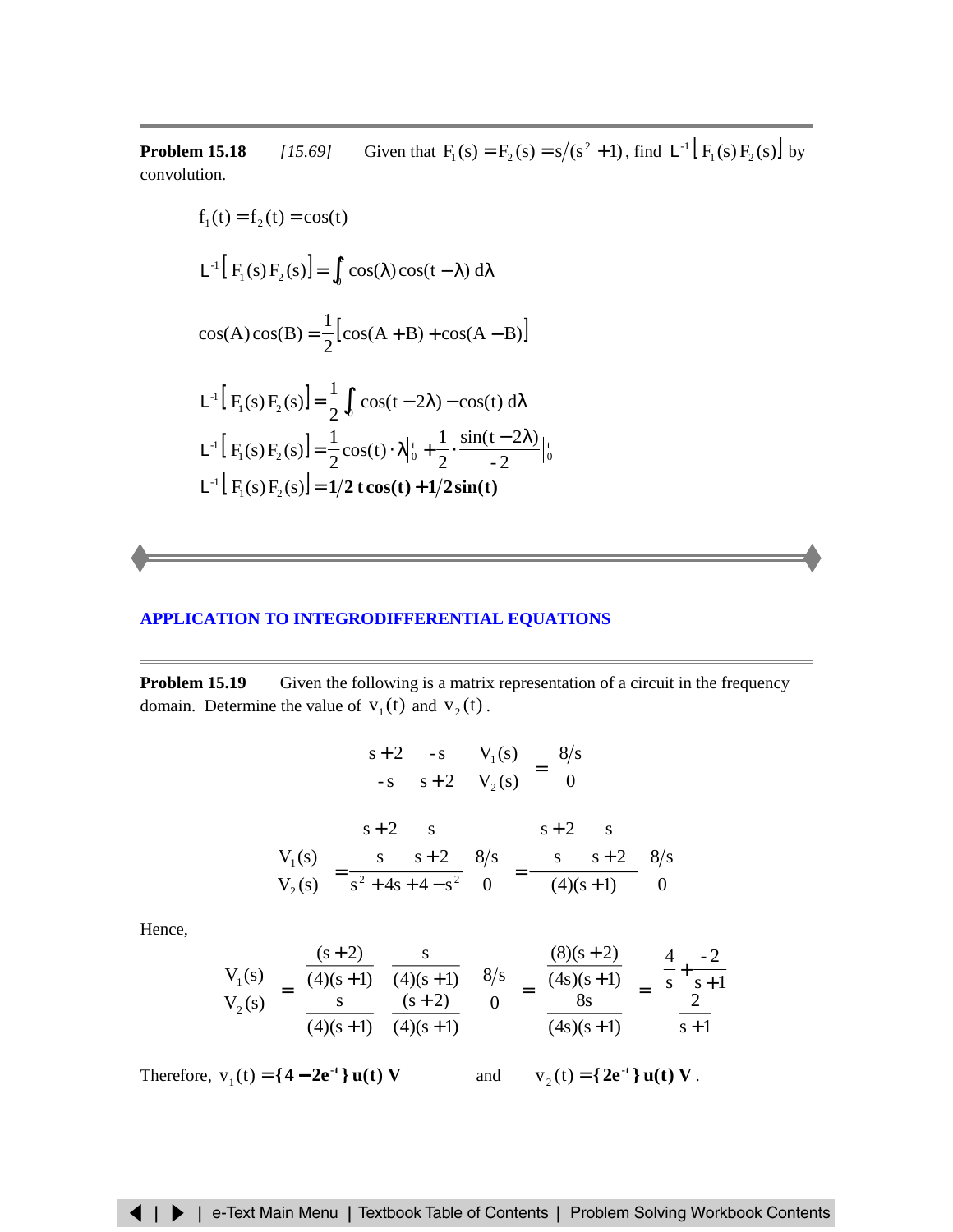**Problem 15.18** *[15.69]* Given that $F_1(s) = F_2(s) = s/(s^2 + 1)$, find $L^{-1}[F_1(s)F_2(s)]$ by convolution.

$$f_1(t) = f_2(t) = \cos(t)$$

$$L^{-1}[F_1(s)F_2(s)] = \int_0^t \cos(\lambda)\cos(t-\lambda)\,d\lambda$$

$$\cos(A)\cos(B) = \frac{1}{2}[\cos(A+B) + \cos(A-B)]$$

$$L^{-1}[F_1(s)F_2(s)] = \frac{1}{2}\int_0^t \cos(t-2\lambda) - \cos(t)\,d\lambda$$

$$L^{-1}[F_1(s)F_2(s)] = \frac{1}{2}\cos(t)\cdot\lambda\Big|_0^t + \frac{1}{2}\cdot\frac{\sin(t-2\lambda)}{-2}\Big|_0^t$$

$$L^{-1}[F_1(s)F_2(s)] = \underline{\mathbf{1/2\,t\cos(t) + 1/2\sin(t)}}$$

## APPLICATION TO INTEGRODIFFERENTIAL EQUATIONS

**Problem 15.19** Given the following is a matrix representation of a circuit in the frequency domain. Determine the value of $v_1(t)$ and $v_2(t)$.

$$\begin{bmatrix} s+2 & -s \\ -s & s+2 \end{bmatrix}\begin{bmatrix} V_1(s) \\ V_2(s) \end{bmatrix} = \begin{bmatrix} 8/s \\ 0 \end{bmatrix}$$

$$\begin{bmatrix} V_1(s) \\ V_2(s) \end{bmatrix} = \frac{\begin{bmatrix} s+2 & s \\ s & s+2 \end{bmatrix}}{s^2 + 4s + 4 - s^2}\begin{bmatrix} 8/s \\ 0 \end{bmatrix} = \frac{\begin{bmatrix} s+2 & s \\ s & s+2 \end{bmatrix}}{(4)(s+1)}\begin{bmatrix} 8/s \\ 0 \end{bmatrix}$$

Hence,

$$\begin{bmatrix} V_1(s) \\ V_2(s) \end{bmatrix} = \begin{bmatrix} \dfrac{(s+2)}{(4)(s+1)} & \dfrac{s}{(4)(s+1)} \\ \dfrac{s}{(4)(s+1)} & \dfrac{(s+2)}{(4)(s+1)} \end{bmatrix}\begin{bmatrix} 8/s \\ 0 \end{bmatrix} = \begin{bmatrix} \dfrac{(8)(s+2)}{(4s)(s+1)} \\ \dfrac{8s}{(4s)(s+1)} \end{bmatrix} = \begin{bmatrix} \dfrac{4}{s} + \dfrac{-2}{s+1} \\ \dfrac{2}{s+1} \end{bmatrix}$$

Therefore, $v_1(t) = \underline{\mathbf{\{4 - 2e^{-t}\}\,u(t)\ V}}$ and $v_2(t) = \underline{\mathbf{\{2e^{-t}\}\,u(t)\ V}}$.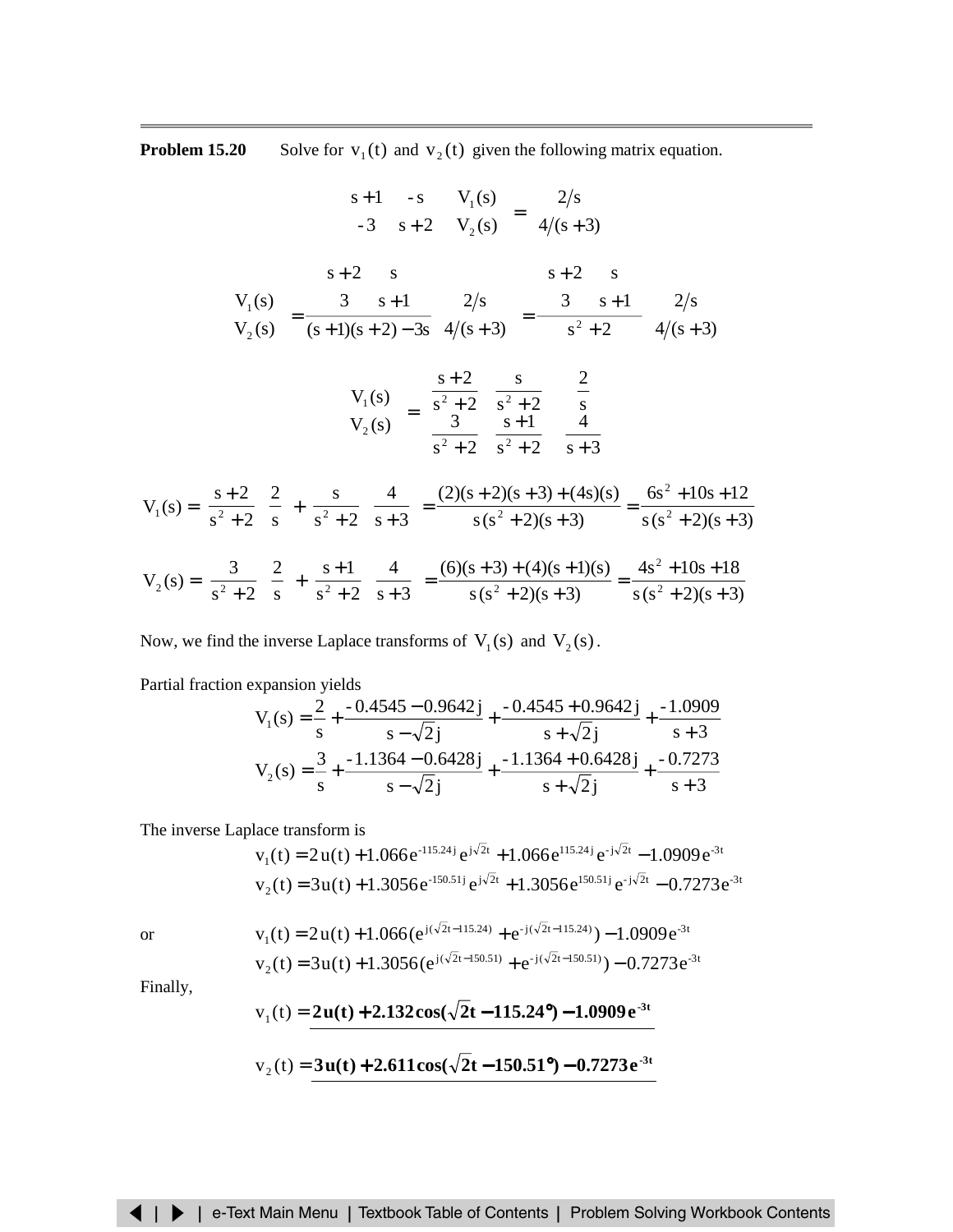**Problem 15.20** Solve for $v_1(t)$ and $v_2(t)$ given the following matrix equation.

$$\begin{bmatrix} s+1 & -s \\ -3 & s+2 \end{bmatrix} \begin{bmatrix} V_1(s) \\ V_2(s) \end{bmatrix} = \begin{bmatrix} 2/s \\ 4/(s+3) \end{bmatrix}$$

$$\begin{bmatrix} V_1(s) \\ V_2(s) \end{bmatrix} = \frac{\begin{bmatrix} s+2 & s \\ 3 & s+1 \end{bmatrix}}{(s+1)(s+2)-3s} \begin{bmatrix} 2/s \\ 4/(s+3) \end{bmatrix} = \frac{\begin{bmatrix} s+2 & s \\ 3 & s+1 \end{bmatrix}}{s^2+2} \begin{bmatrix} 2/s \\ 4/(s+3) \end{bmatrix}$$

$$\begin{bmatrix} V_1(s) \\ V_2(s) \end{bmatrix} = \begin{bmatrix} \dfrac{s+2}{s^2+2} & \dfrac{s}{s^2+2} \\ \dfrac{3}{s^2+2} & \dfrac{s+1}{s^2+2} \end{bmatrix} \begin{bmatrix} \dfrac{2}{s} \\ \dfrac{4}{s+3} \end{bmatrix}$$

$$V_1(s) = \left(\frac{s+2}{s^2+2}\right)\left(\frac{2}{s}\right) + \left(\frac{s}{s^2+2}\right)\left(\frac{4}{s+3}\right) = \frac{(2)(s+2)(s+3)+(4s)(s)}{s(s^2+2)(s+3)} = \frac{6s^2+10s+12}{s(s^2+2)(s+3)}$$

$$V_2(s) = \left(\frac{3}{s^2+2}\right)\left(\frac{2}{s}\right) + \left(\frac{s+1}{s^2+2}\right)\left(\frac{4}{s+3}\right) = \frac{(6)(s+3)+(4)(s+1)(s)}{s(s^2+2)(s+3)} = \frac{4s^2+10s+18}{s(s^2+2)(s+3)}$$

Now, we find the inverse Laplace transforms of $V_1(s)$ and $V_2(s)$.

Partial fraction expansion yields

$$V_1(s) = \frac{2}{s} + \frac{-0.4545-0.9642j}{s-\sqrt{2}j} + \frac{-0.4545+0.9642j}{s+\sqrt{2}j} + \frac{-1.0909}{s+3}$$

$$V_2(s) = \frac{3}{s} + \frac{-1.1364-0.6428j}{s-\sqrt{2}j} + \frac{-1.1364+0.6428j}{s+\sqrt{2}j} + \frac{-0.7273}{s+3}$$

The inverse Laplace transform is

$$v_1(t) = 2\,u(t) + 1.066 e^{-115.24j} e^{j\sqrt{2}t} + 1.066 e^{115.24j} e^{-j\sqrt{2}t} - 1.0909 e^{-3t}$$

$$v_2(t) = 3\,u(t) + 1.3056 e^{-150.51j} e^{j\sqrt{2}t} + 1.3056 e^{150.51j} e^{-j\sqrt{2}t} - 0.7273 e^{-3t}$$

or

$$v_1(t) = 2\,u(t) + 1.066 (e^{j(\sqrt{2}t-115.24)} + e^{-j(\sqrt{2}t-115.24)}) - 1.0909 e^{-3t}$$

$$v_2(t) = 3\,u(t) + 1.3056 (e^{j(\sqrt{2}t-150.51)} + e^{-j(\sqrt{2}t-150.51)}) - 0.7273 e^{-3t}$$

Finally,

$$v_1(t) = \underline{\mathbf{2u(t) + 2.132\cos(\sqrt{2}t - 115.24°) - 1.0909e^{-3t}}}$$

$$v_2(t) = \underline{\mathbf{3u(t) + 2.611\cos(\sqrt{2}t - 150.51°) - 0.7273e^{-3t}}}$$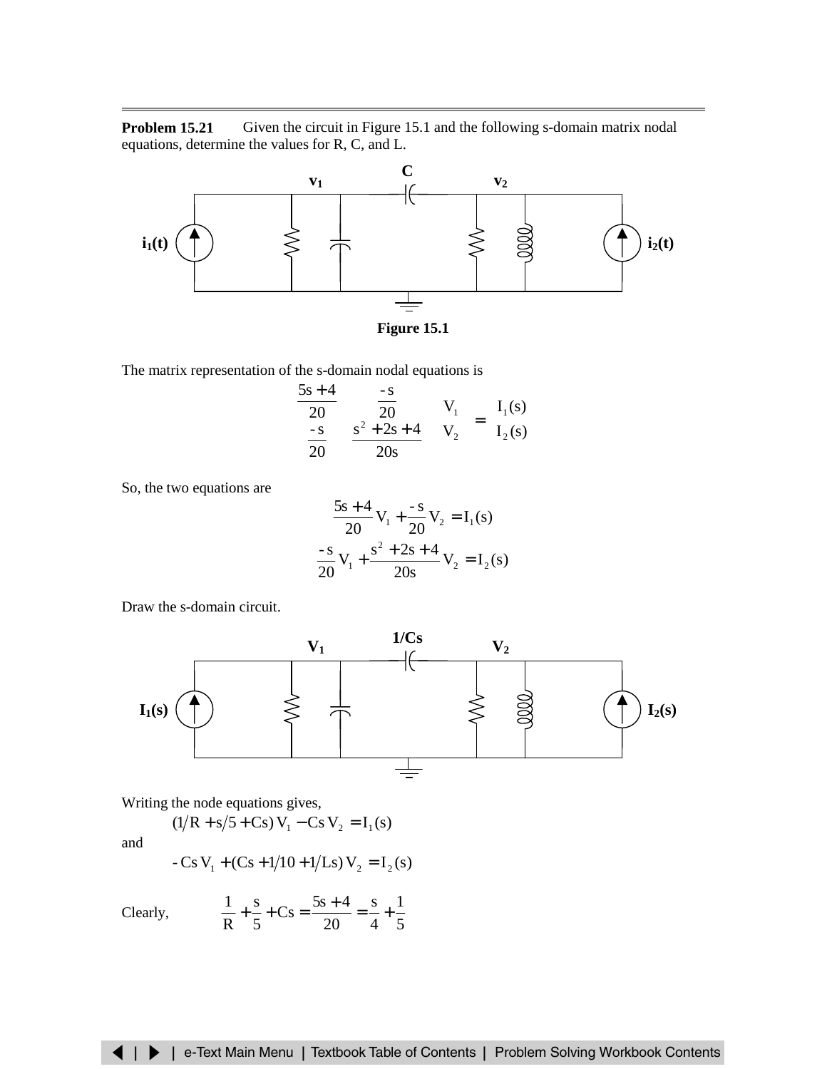**Problem 15.21** Given the circuit in Figure 15.1 and the following s-domain matrix nodal equations, determine the values for R, C, and L.

Figure 15.1

The matrix representation of the s-domain nodal equations is

$$\begin{bmatrix} \frac{5s+4}{20} & \frac{-s}{20} \\ \frac{-s}{20} & \frac{s^2+2s+4}{20s} \end{bmatrix} \begin{bmatrix} V_1 \\ V_2 \end{bmatrix} = \begin{bmatrix} I_1(s) \\ I_2(s) \end{bmatrix}$$

So, the two equations are

$$\frac{5s+4}{20} V_1 + \frac{-s}{20} V_2 = I_1(s)$$

$$\frac{-s}{20} V_1 + \frac{s^2+2s+4}{20s} V_2 = I_2(s)$$

Draw the s-domain circuit.

Writing the node equations gives,

$$(1/R + s/5 + Cs)\,V_1 - Cs\,V_2 = I_1(s)$$

and

$$-\,Cs\,V_1 + (Cs + 1/10 + 1/Ls)\,V_2 = I_2(s)$$

Clearly, $$\frac{1}{R} + \frac{s}{5} + Cs = \frac{5s+4}{20} = \frac{s}{4} + \frac{1}{5}$$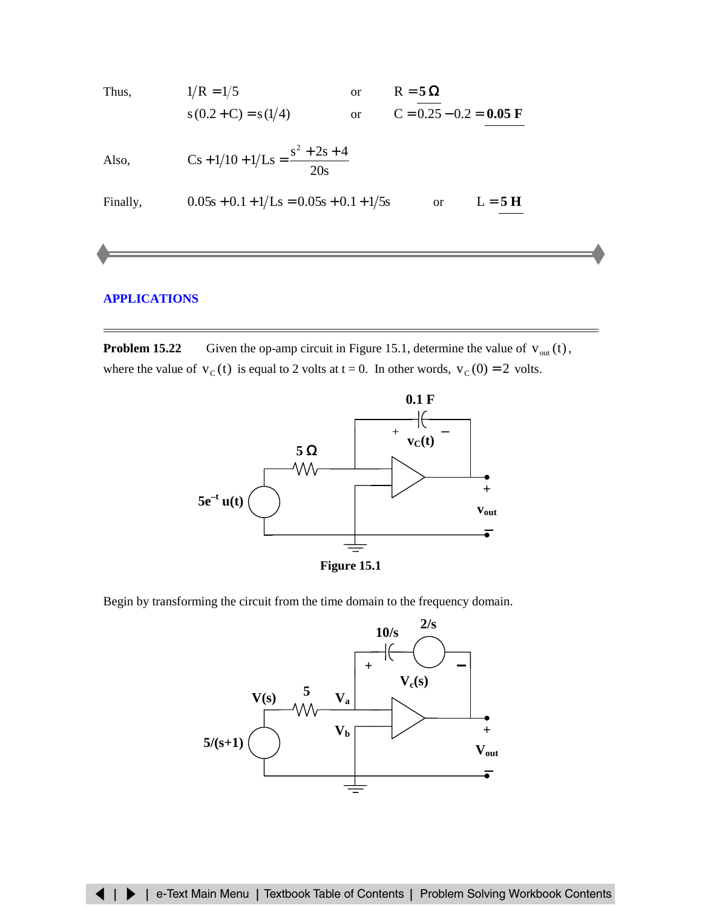Thus, $1/R = 1/5$ or $R = \mathbf{5\ \Omega}$

$s(0.2 + C) = s(1/4)$ or $C = 0.25 - 0.2 = \mathbf{0.05\ F}$

Also, $Cs + 1/10 + 1/Ls = \dfrac{s^2 + 2s + 4}{20s}$

Finally, $0.05s + 0.1 + 1/Ls = 0.05s + 0.1 + 1/5s$ or $L = \mathbf{5\ H}$

---

## APPLICATIONS

---

**Problem 15.22** Given the op-amp circuit in Figure 15.1, determine the value of $v_{out}(t)$, where the value of $v_C(t)$ is equal to 2 volts at t = 0. In other words, $v_C(0) = 2$ volts.

**Figure 15.1**

Begin by transforming the circuit from the time domain to the frequency domain.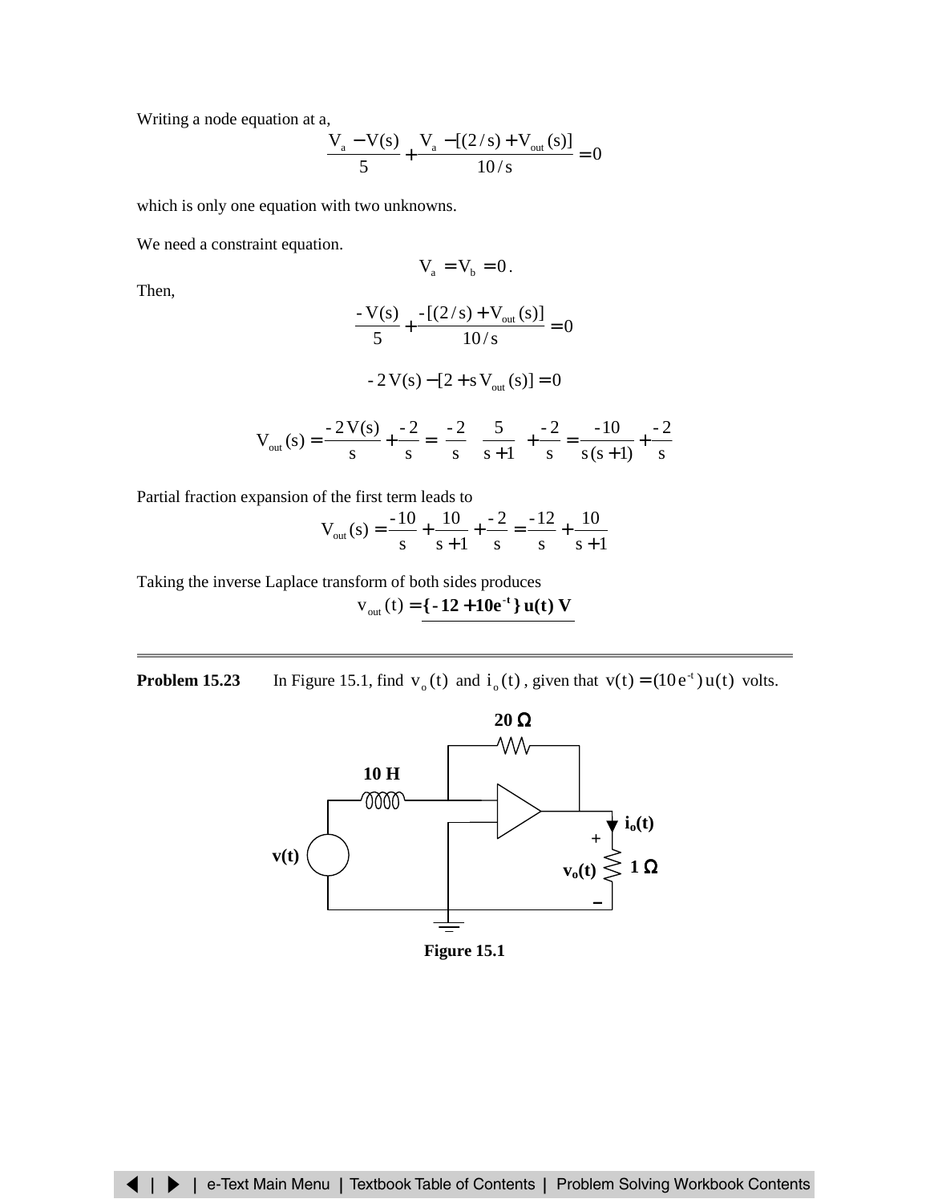Writing a node equation at a,

$$\frac{V_a - V(s)}{5} + \frac{V_a - [(2/s) + V_{out}(s)]}{10/s} = 0$$

which is only one equation with two unknowns.

We need a constraint equation.

$$V_a = V_b = 0.$$

Then,

$$\frac{-V(s)}{5} + \frac{-[(2/s) + V_{out}(s)]}{10/s} = 0$$

$$-2V(s) - [2 + sV_{out}(s)] = 0$$

$$V_{out}(s) = \frac{-2V(s)}{s} + \frac{-2}{s} = \frac{-2}{s}\left(\frac{5}{s+1}\right) + \frac{-2}{s} = \frac{-10}{s(s+1)} + \frac{-2}{s}$$

Partial fraction expansion of the first term leads to

$$V_{out}(s) = \frac{-10}{s} + \frac{10}{s+1} + \frac{-2}{s} = \frac{-12}{s} + \frac{10}{s+1}$$

Taking the inverse Laplace transform of both sides produces

$$v_{out}(t) = \underline{\mathbf{\{-12 + 10e^{-t}\}\,u(t)\ V}}$$

---

**Problem 15.23** In Figure 15.1, find $v_o(t)$ and $i_o(t)$, given that $v(t) = (10e^{-t})u(t)$ volts.

Figure 15.1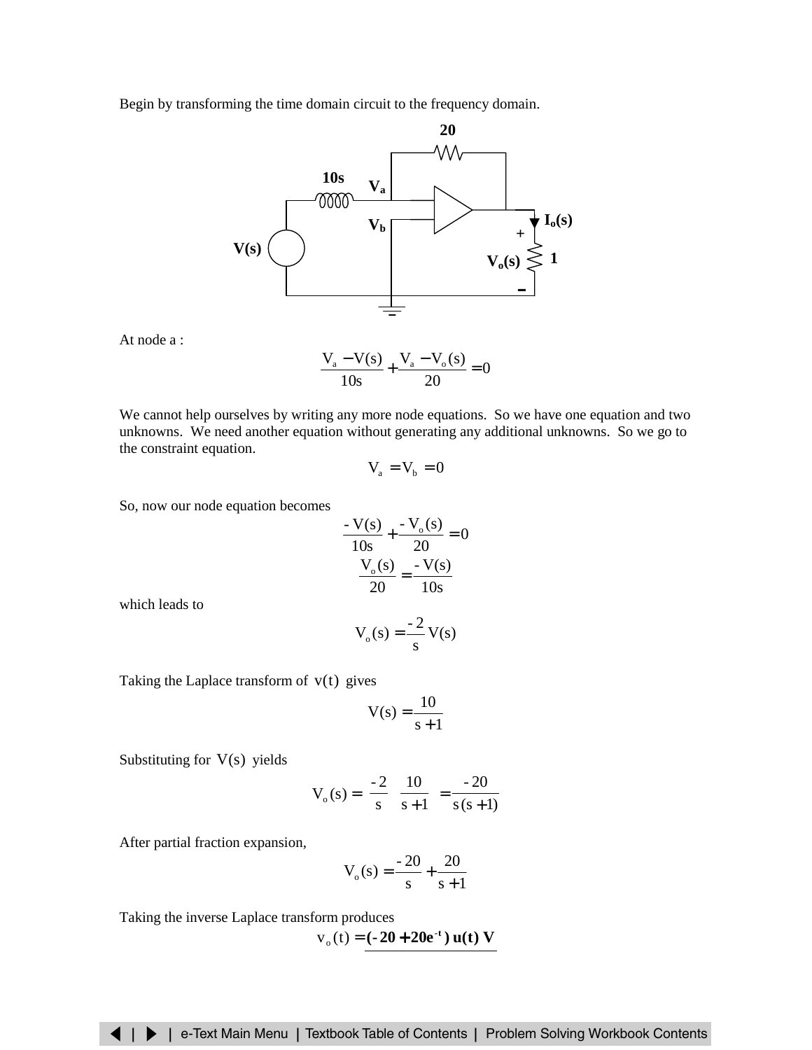Begin by transforming the time domain circuit to the frequency domain.

At node a :

$$\frac{V_a - V(s)}{10s} + \frac{V_a - V_o(s)}{20} = 0$$

We cannot help ourselves by writing any more node equations. So we have one equation and two unknowns. We need another equation without generating any additional unknowns. So we go to the constraint equation.

$$V_a = V_b = 0$$

So, now our node equation becomes

$$\frac{-V(s)}{10s} + \frac{-V_o(s)}{20} = 0$$

$$\frac{V_o(s)}{20} = \frac{-V(s)}{10s}$$

which leads to

$$V_o(s) = \frac{-2}{s} V(s)$$

Taking the Laplace transform of $v(t)$ gives

$$V(s) = \frac{10}{s+1}$$

Substituting for $V(s)$ yields

$$V_o(s) = \left(\frac{-2}{s}\right)\left(\frac{10}{s+1}\right) = \frac{-20}{s(s+1)}$$

After partial fraction expansion,

$$V_o(s) = \frac{-20}{s} + \frac{20}{s+1}$$

Taking the inverse Laplace transform produces

$$v_o(t) = \underline{\mathbf{(-20 + 20e^{-t})\, u(t)\ V}}$$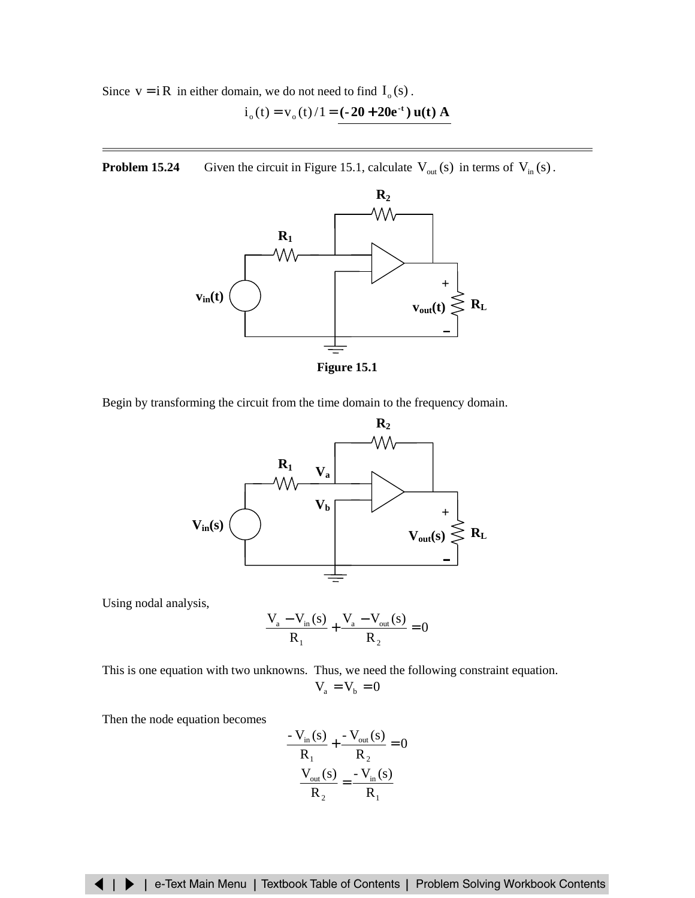Since $v = iR$ in either domain, we do not need to find $I_o(s)$.

$$i_o(t) = v_o(t)/1 = \mathbf{(-20 + 20e^{-t})\,u(t)\ A}$$

---

**Problem 15.24** Given the circuit in Figure 15.1, calculate $V_{out}(s)$ in terms of $V_{in}(s)$.

Figure 15.1

Begin by transforming the circuit from the time domain to the frequency domain.

Using nodal analysis,

$$\frac{V_a - V_{in}(s)}{R_1} + \frac{V_a - V_{out}(s)}{R_2} = 0$$

This is one equation with two unknowns. Thus, we need the following constraint equation.

$$V_a = V_b = 0$$

Then the node equation becomes

$$\frac{-V_{in}(s)}{R_1} + \frac{-V_{out}(s)}{R_2} = 0$$

$$\frac{V_{out}(s)}{R_2} = \frac{-V_{in}(s)}{R_1}$$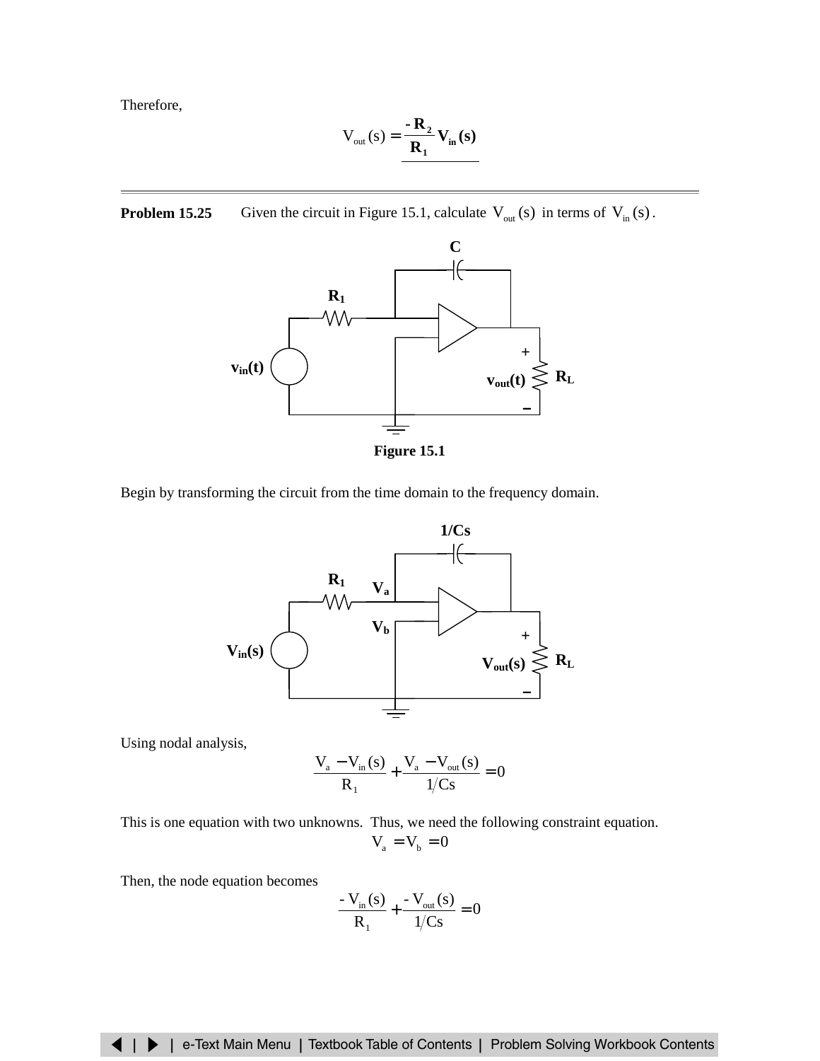Therefore,

$$V_{out}(s) = \frac{-R_2}{R_1} V_{in}(s)$$

---

**Problem 15.25** Given the circuit in Figure 15.1, calculate $V_{out}(s)$ in terms of $V_{in}(s)$.

Figure 15.1

Begin by transforming the circuit from the time domain to the frequency domain.

Using nodal analysis,

$$\frac{V_a - V_{in}(s)}{R_1} + \frac{V_a - V_{out}(s)}{1/Cs} = 0$$

This is one equation with two unknowns. Thus, we need the following constraint equation.

$$V_a = V_b = 0$$

Then, the node equation becomes

$$\frac{-V_{in}(s)}{R_1} + \frac{-V_{out}(s)}{1/Cs} = 0$$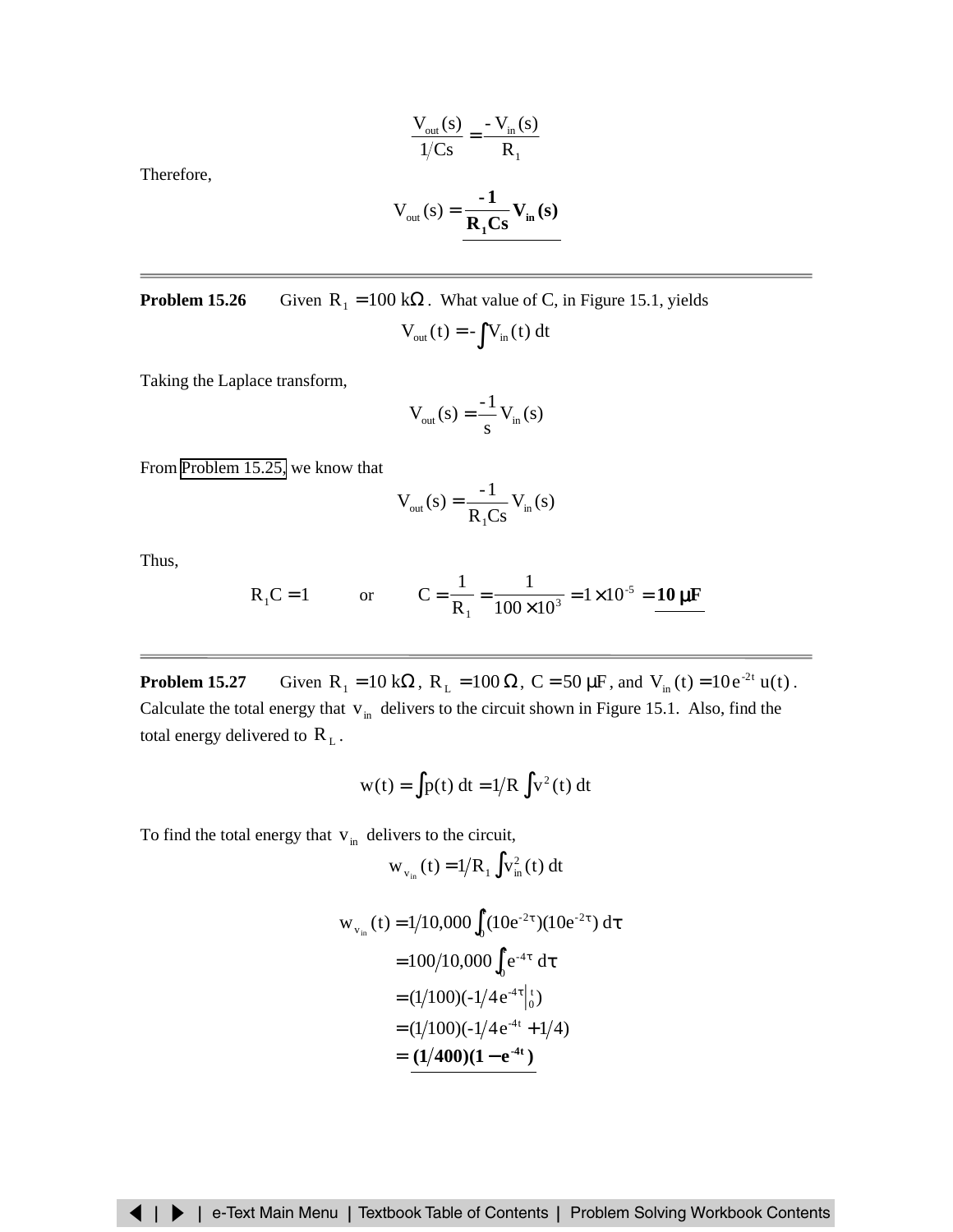$$\frac{V_{out}(s)}{1/Cs} = \frac{-V_{in}(s)}{R_1}$$

Therefore,

$$V_{out}(s) = \underline{\frac{\mathbf{-1}}{\mathbf{R_1 Cs}} \mathbf{V_{in}(s)}}$$

---

**Problem 15.26** Given $R_1 = 100\ \text{k}\Omega$. What value of C, in Figure 15.1, yields

$$V_{out}(t) = -\int V_{in}(t)\ dt$$

Taking the Laplace transform,

$$V_{out}(s) = \frac{-1}{s} V_{in}(s)$$

From Problem 15.25, we know that

$$V_{out}(s) = \frac{-1}{R_1 Cs} V_{in}(s)$$

Thus,

$$R_1 C = 1 \qquad \text{or} \qquad C = \frac{1}{R_1} = \frac{1}{100 \times 10^3} = 1 \times 10^{-5} = \underline{\mathbf{10\ \mu F}}$$

---

**Problem 15.27** Given $R_1 = 10\ \text{k}\Omega$, $R_L = 100\ \Omega$, $C = 50\ \mu\text{F}$, and $V_{in}(t) = 10\,e^{-2t}\,u(t)$. Calculate the total energy that $v_{in}$ delivers to the circuit shown in Figure 15.1. Also, find the total energy delivered to $R_L$.

$$w(t) = \int p(t)\ dt = 1/R \int v^2(t)\ dt$$

To find the total energy that $v_{in}$ delivers to the circuit,

$$w_{v_{in}}(t) = 1/R_1 \int v_{in}^2(t)\ dt$$

$$\begin{aligned}
w_{v_{in}}(t) &= 1/10{,}000 \int_0^t (10e^{-2\tau})(10e^{-2\tau})\ d\tau \\
&= 100/10{,}000 \int_0^t e^{-4\tau}\ d\tau \\
&= (1/100)(-1/4\, e^{-4\tau}\big|_0^t) \\
&= (1/100)(-1/4\, e^{-4t} + 1/4) \\
&= \underline{\mathbf{(1/400)(1 - e^{-4t})}}
\end{aligned}$$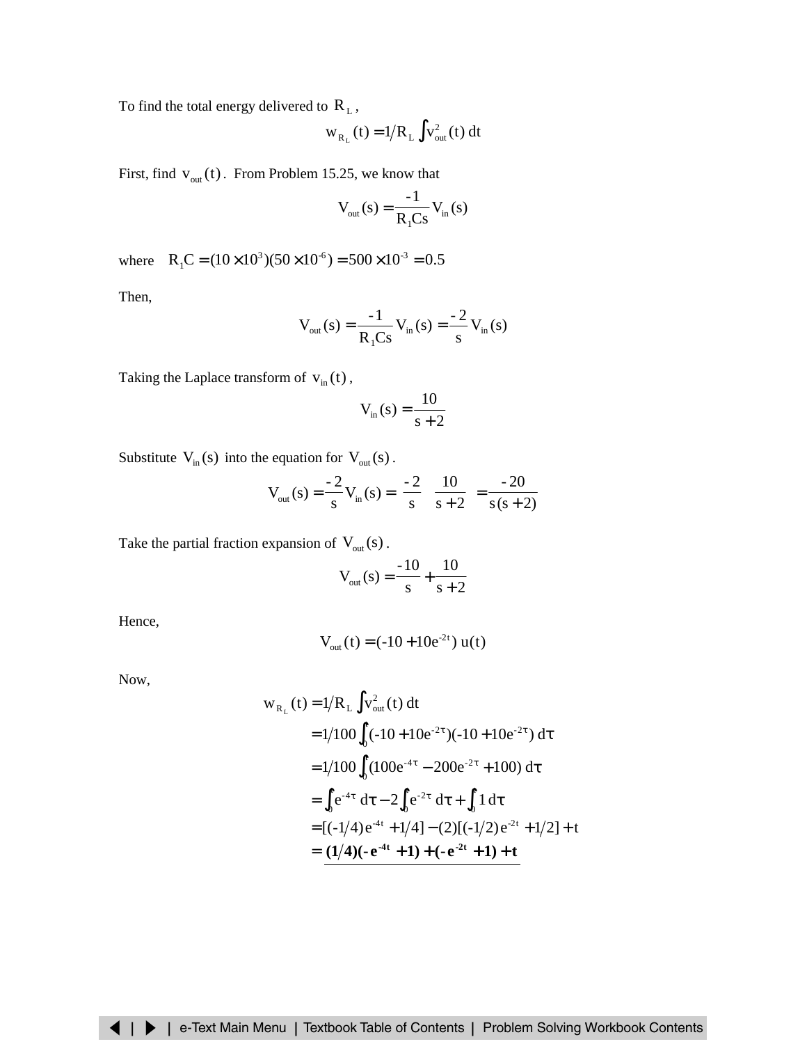To find the total energy delivered to $R_L$,

$$w_{R_L}(t) = 1/R_L \int v_{out}^2(t)\, dt$$

First, find $v_{out}(t)$. From Problem 15.25, we know that

$$V_{out}(s) = \frac{-1}{R_1 Cs} V_{in}(s)$$

where $R_1 C = (10 \times 10^3)(50 \times 10^{-6}) = 500 \times 10^{-3} = 0.5$

Then,

$$V_{out}(s) = \frac{-1}{R_1 Cs} V_{in}(s) = \frac{-2}{s} V_{in}(s)$$

Taking the Laplace transform of $v_{in}(t)$,

$$V_{in}(s) = \frac{10}{s+2}$$

Substitute $V_{in}(s)$ into the equation for $V_{out}(s)$.

$$V_{out}(s) = \frac{-2}{s} V_{in}(s) = \left(\frac{-2}{s}\right)\left(\frac{10}{s+2}\right) = \frac{-20}{s(s+2)}$$

Take the partial fraction expansion of $V_{out}(s)$.

$$V_{out}(s) = \frac{-10}{s} + \frac{10}{s+2}$$

Hence,

$$V_{out}(t) = (-10 + 10e^{-2t})\, u(t)$$

Now,

$$\begin{aligned}
w_{R_L}(t) &= 1/R_L \int v_{out}^2(t)\, dt \\
&= 1/100 \int_0 (-10 + 10e^{-2\tau})(-10 + 10e^{-2\tau})\, d\tau \\
&= 1/100 \int_0 (100e^{-4\tau} - 200e^{-2\tau} + 100)\, d\tau \\
&= \int_0 e^{-4\tau}\, d\tau - 2\int_0 e^{-2\tau}\, d\tau + \int_0 1\, d\tau \\
&= [(-1/4)e^{-4t} + 1/4] - (2)[(-1/2)e^{-2t} + 1/2] + t \\
&= \underline{\mathbf{(1/4)(-e^{-4t} + 1) + (-e^{-2t} + 1) + t}}
\end{aligned}$$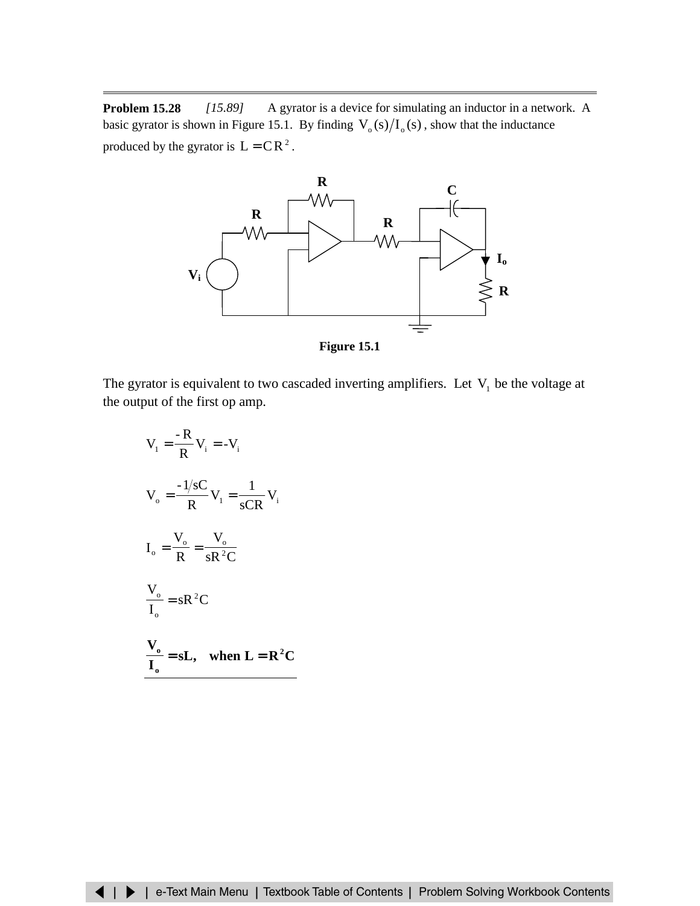**Problem 15.28** *[15.89]* A gyrator is a device for simulating an inductor in a network. A basic gyrator is shown in Figure 15.1. By finding $V_o(s)/I_o(s)$, show that the inductance produced by the gyrator is $L = CR^2$.

R

C

R

R

$I_o$

$V_i$

R

**Figure 15.1**

The gyrator is equivalent to two cascaded inverting amplifiers. Let $V_1$ be the voltage at the output of the first op amp.

$$V_1 = \frac{-R}{R} V_i = -V_i$$

$$V_o = \frac{-1/sC}{R} V_1 = \frac{1}{sCR} V_i$$

$$I_o = \frac{V_o}{R} = \frac{V_o}{sR^2C}$$

$$\frac{V_o}{I_o} = sR^2C$$

$$\mathbf{\frac{V_o}{I_o} = sL, \quad when\ L = R^2C}$$